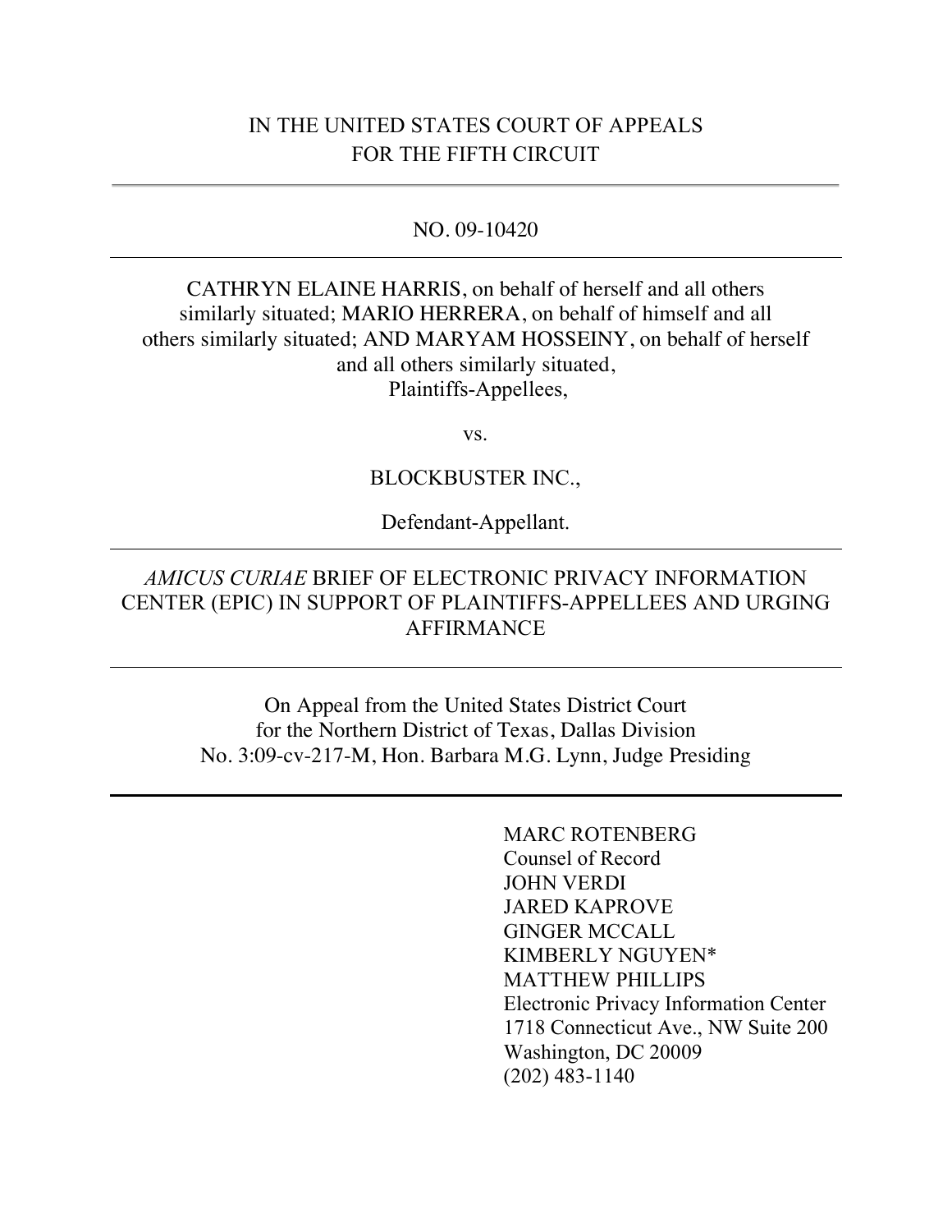IN THE UNITED STATES COURT OF APPEALS
FOR THE FIFTH CIRCUIT

---

NO. 09-10420

---

CATHRYN ELAINE HARRIS, on behalf of herself and all others similarly situated; MARIO HERRERA, on behalf of himself and all others similarly situated; AND MARYAM HOSSEINY, on behalf of herself and all others similarly situated,
Plaintiffs-Appellees,

vs.

BLOCKBUSTER INC.,

Defendant-Appellant.

---

*AMICUS CURIAE* BRIEF OF ELECTRONIC PRIVACY INFORMATION CENTER (EPIC) IN SUPPORT OF PLAINTIFFS-APPELLEES AND URGING AFFIRMANCE

---

On Appeal from the United States District Court
for the Northern District of Texas, Dallas Division
No. 3:09-cv-217-M, Hon. Barbara M.G. Lynn, Judge Presiding

---

MARC ROTENBERG
Counsel of Record
JOHN VERDI
JARED KAPROVE
GINGER MCCALL
KIMBERLY NGUYEN*
MATTHEW PHILLIPS
Electronic Privacy Information Center
1718 Connecticut Ave., NW Suite 200
Washington, DC 20009
(202) 483-1140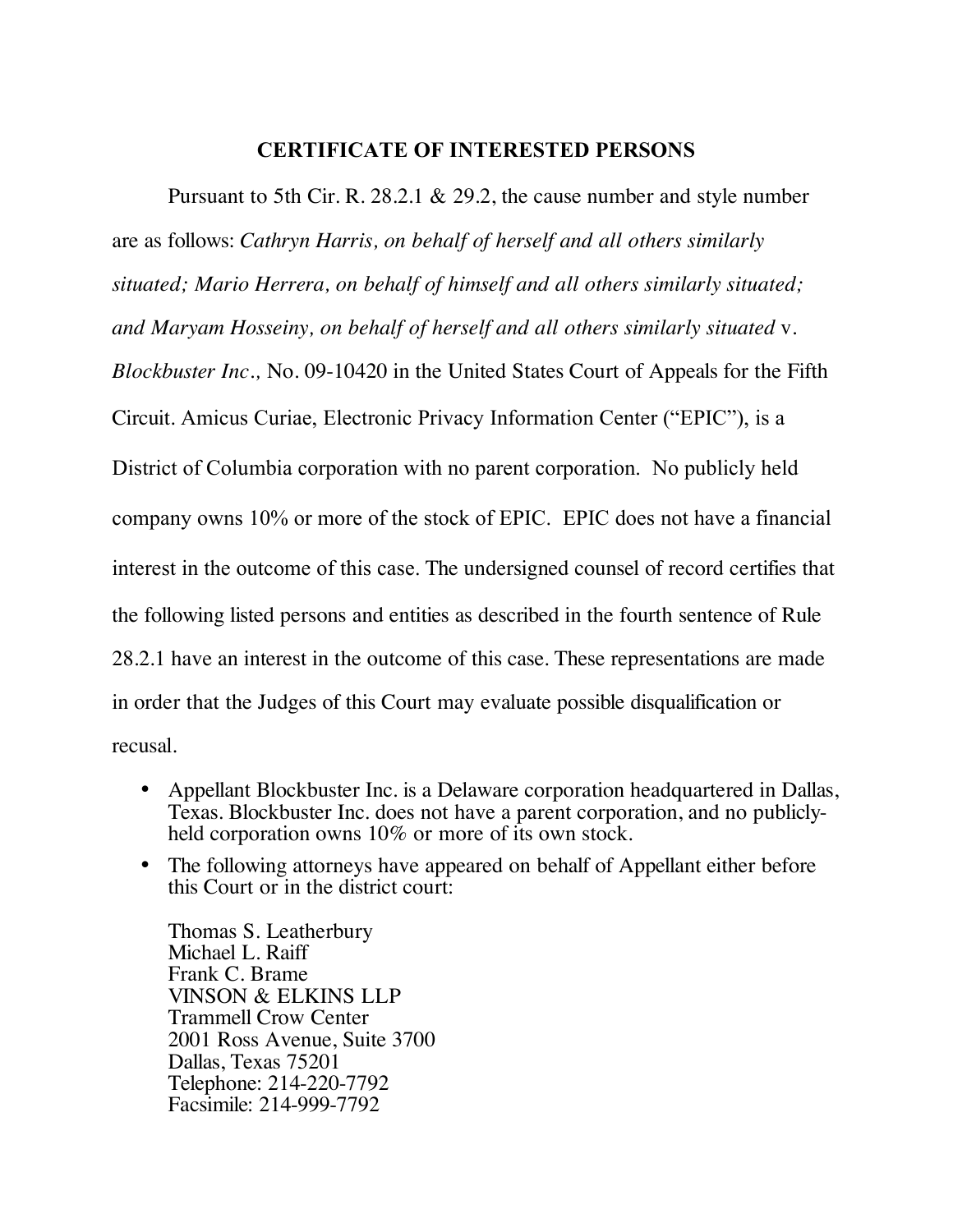## CERTIFICATE OF INTERESTED PERSONS

Pursuant to 5th Cir. R. 28.2.1 & 29.2, the cause number and style number are as follows: *Cathryn Harris, on behalf of herself and all others similarly situated; Mario Herrera, on behalf of himself and all others similarly situated; and Maryam Hosseiny, on behalf of herself and all others similarly situated* v. *Blockbuster Inc.,* No. 09-10420 in the United States Court of Appeals for the Fifth Circuit. Amicus Curiae, Electronic Privacy Information Center ("EPIC"), is a District of Columbia corporation with no parent corporation. No publicly held company owns 10% or more of the stock of EPIC. EPIC does not have a financial interest in the outcome of this case. The undersigned counsel of record certifies that the following listed persons and entities as described in the fourth sentence of Rule 28.2.1 have an interest in the outcome of this case. These representations are made in order that the Judges of this Court may evaluate possible disqualification or recusal.

- Appellant Blockbuster Inc. is a Delaware corporation headquartered in Dallas, Texas. Blockbuster Inc. does not have a parent corporation, and no publicly-held corporation owns 10% or more of its own stock.
- The following attorneys have appeared on behalf of Appellant either before this Court or in the district court:

  Thomas S. Leatherbury
  Michael L. Raiff
  Frank C. Brame
  VINSON & ELKINS LLP
  Trammell Crow Center
  2001 Ross Avenue, Suite 3700
  Dallas, Texas 75201
  Telephone: 214-220-7792
  Facsimile: 214-999-7792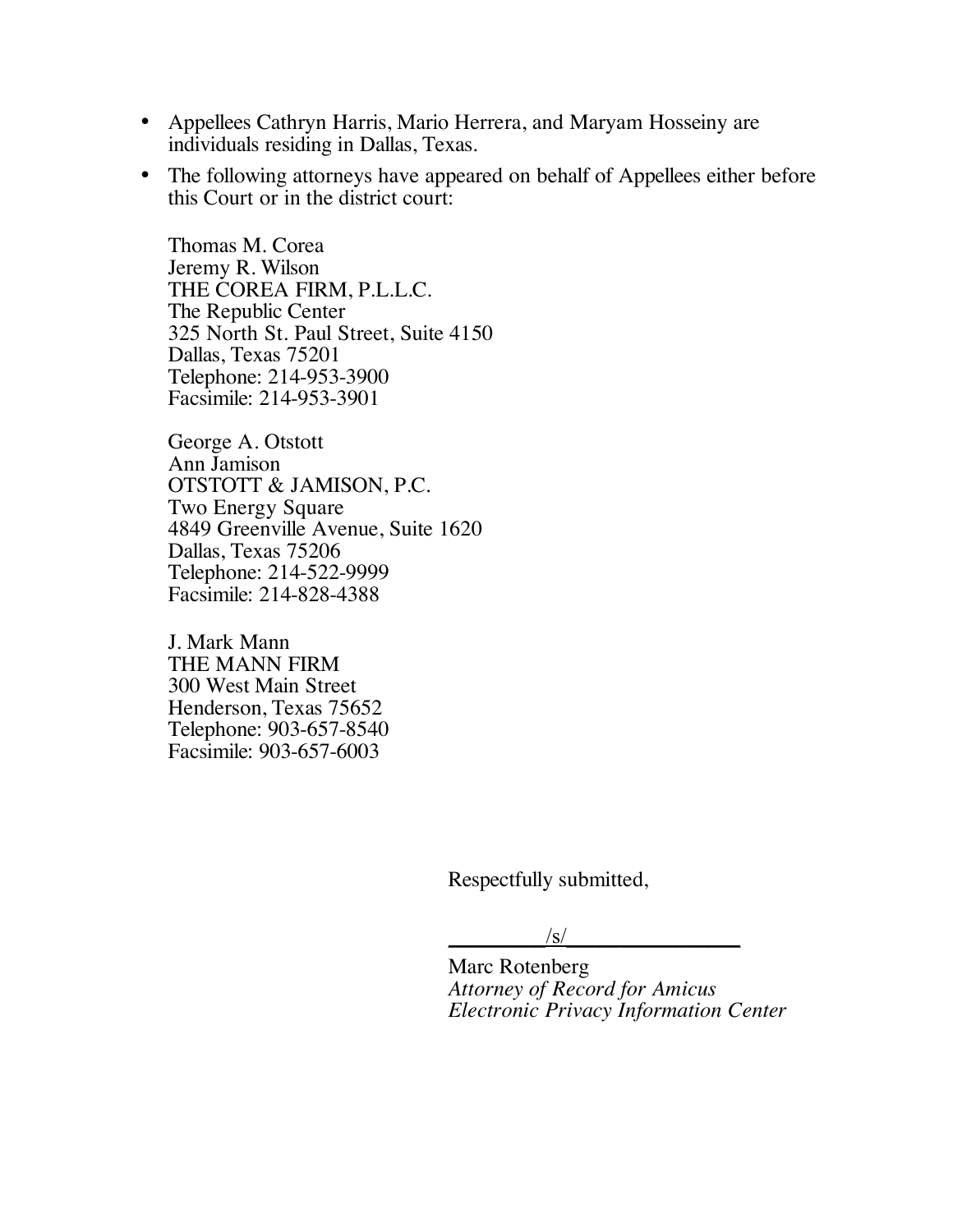- Appellees Cathryn Harris, Mario Herrera, and Maryam Hosseiny are individuals residing in Dallas, Texas.
- The following attorneys have appeared on behalf of Appellees either before this Court or in the district court:

  Thomas M. Corea
  Jeremy R. Wilson
  THE COREA FIRM, P.L.L.C.
  The Republic Center
  325 North St. Paul Street, Suite 4150
  Dallas, Texas 75201
  Telephone: 214-953-3900
  Facsimile: 214-953-3901

  George A. Otstott
  Ann Jamison
  OTSTOTT & JAMISON, P.C.
  Two Energy Square
  4849 Greenville Avenue, Suite 1620
  Dallas, Texas 75206
  Telephone: 214-522-9999
  Facsimile: 214-828-4388

  J. Mark Mann
  THE MANN FIRM
  300 West Main Street
  Henderson, Texas 75652
  Telephone: 903-657-8540
  Facsimile: 903-657-6003

Respectfully submitted,

/s/

Marc Rotenberg
*Attorney of Record for Amicus*
*Electronic Privacy Information Center*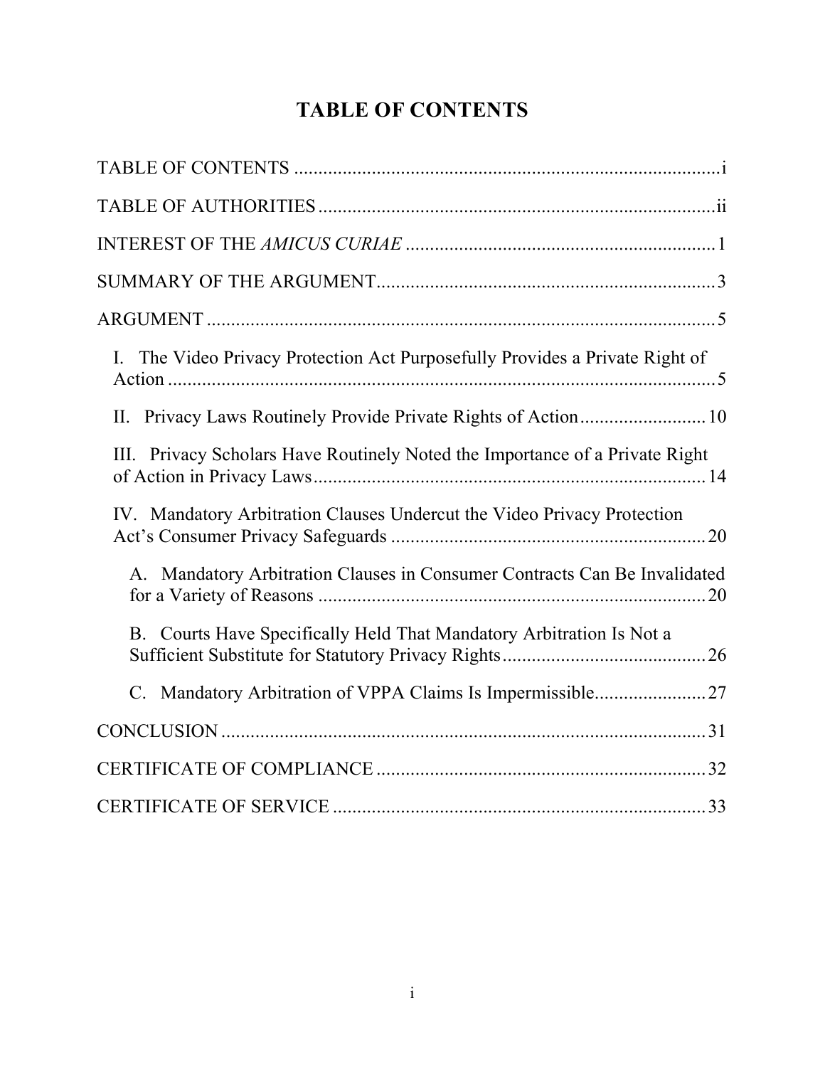# TABLE OF CONTENTS

TABLE OF CONTENTS ........................................................................................ i

TABLE OF AUTHORITIES .................................................................................. ii

INTEREST OF THE *AMICUS CURIAE* ................................................................ 1

SUMMARY OF THE ARGUMENT ...................................................................... 3

ARGUMENT ......................................................................................................... 5

- I. The Video Privacy Protection Act Purposefully Provides a Private Right of Action ................................................................................................................. 5
- II. Privacy Laws Routinely Provide Private Rights of Action .......................... 10
- III. Privacy Scholars Have Routinely Noted the Importance of a Private Right of Action in Privacy Laws ................................................................................. 14
- IV. Mandatory Arbitration Clauses Undercut the Video Privacy Protection Act's Consumer Privacy Safeguards ................................................................ 20
  - A. Mandatory Arbitration Clauses in Consumer Contracts Can Be Invalidated for a Variety of Reasons ................................................................ 20
  - B. Courts Have Specifically Held That Mandatory Arbitration Is Not a Sufficient Substitute for Statutory Privacy Rights .......................................... 26
  - C. Mandatory Arbitration of VPPA Claims Is Impermissible ....................... 27

CONCLUSION ..................................................................................................... 31

CERTIFICATE OF COMPLIANCE .................................................................... 32

CERTIFICATE OF SERVICE ............................................................................. 33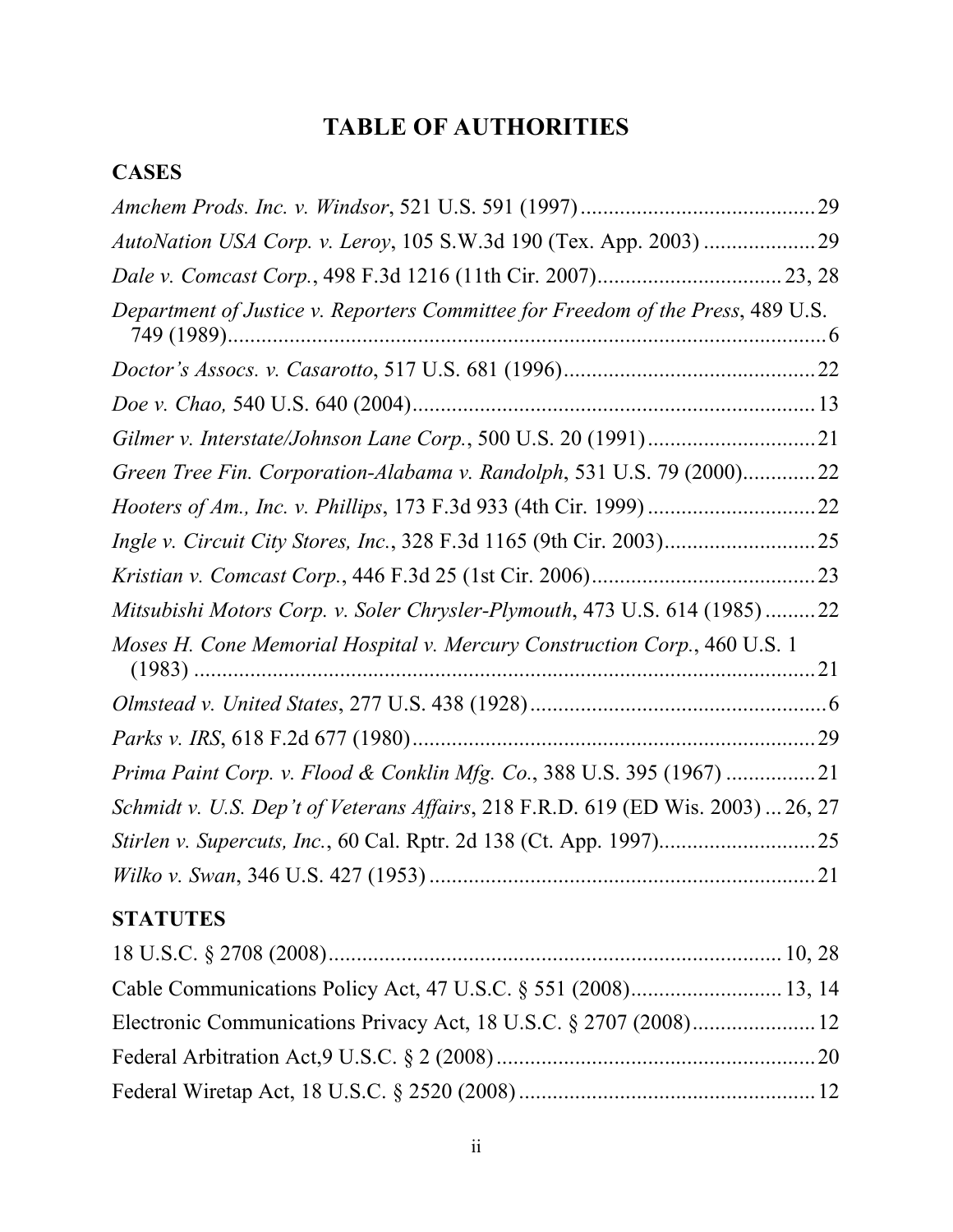# TABLE OF AUTHORITIES

## CASES

*Amchem Prods. Inc. v. Windsor*, 521 U.S. 591 (1997) .......................................... 29

*AutoNation USA Corp. v. Leroy*, 105 S.W.3d 190 (Tex. App. 2003) .................... 29

*Dale v. Comcast Corp.*, 498 F.3d 1216 (11th Cir. 2007) ................................. 23, 28

*Department of Justice v. Reporters Committee for Freedom of the Press*, 489 U.S. 749 (1989) ............................................................................................................ 6

*Doctor's Assocs. v. Casarotto*, 517 U.S. 681 (1996) ............................................ 22

*Doe v. Chao,* 540 U.S. 640 (2004) ....................................................................... 13

*Gilmer v. Interstate/Johnson Lane Corp.*, 500 U.S. 20 (1991) .............................. 21

*Green Tree Fin. Corporation-Alabama v. Randolph*, 531 U.S. 79 (2000) ............ 22

*Hooters of Am., Inc. v. Phillips*, 173 F.3d 933 (4th Cir. 1999) .............................. 22

*Ingle v. Circuit City Stores, Inc.*, 328 F.3d 1165 (9th Cir. 2003) ........................... 25

*Kristian v. Comcast Corp.*, 446 F.3d 25 (1st Cir. 2006) ........................................ 23

*Mitsubishi Motors Corp. v. Soler Chrysler-Plymouth*, 473 U.S. 614 (1985) ......... 22

*Moses H. Cone Memorial Hospital v. Mercury Construction Corp.*, 460 U.S. 1 (1983) ................................................................................................................ 21

*Olmstead v. United States*, 277 U.S. 438 (1928) ..................................................... 6

*Parks v. IRS*, 618 F.2d 677 (1980) ........................................................................ 29

*Prima Paint Corp. v. Flood & Conklin Mfg. Co.*, 388 U.S. 395 (1967) ................ 21

*Schmidt v. U.S. Dep't of Veterans Affairs*, 218 F.R.D. 619 (ED Wis. 2003) ... 26, 27

*Stirlen v. Supercuts, Inc.*, 60 Cal. Rptr. 2d 138 (Ct. App. 1997) ............................ 25

*Wilko v. Swan*, 346 U.S. 427 (1953) ..................................................................... 21

## STATUTES

18 U.S.C. § 2708 (2008) ..................................................................................... 10, 28

Cable Communications Policy Act, 47 U.S.C. § 551 (2008) ........................... 13, 14

Electronic Communications Privacy Act, 18 U.S.C. § 2707 (2008) ...................... 12

Federal Arbitration Act,9 U.S.C. § 2 (2008) ......................................................... 20

Federal Wiretap Act, 18 U.S.C. § 2520 (2008) ..................................................... 12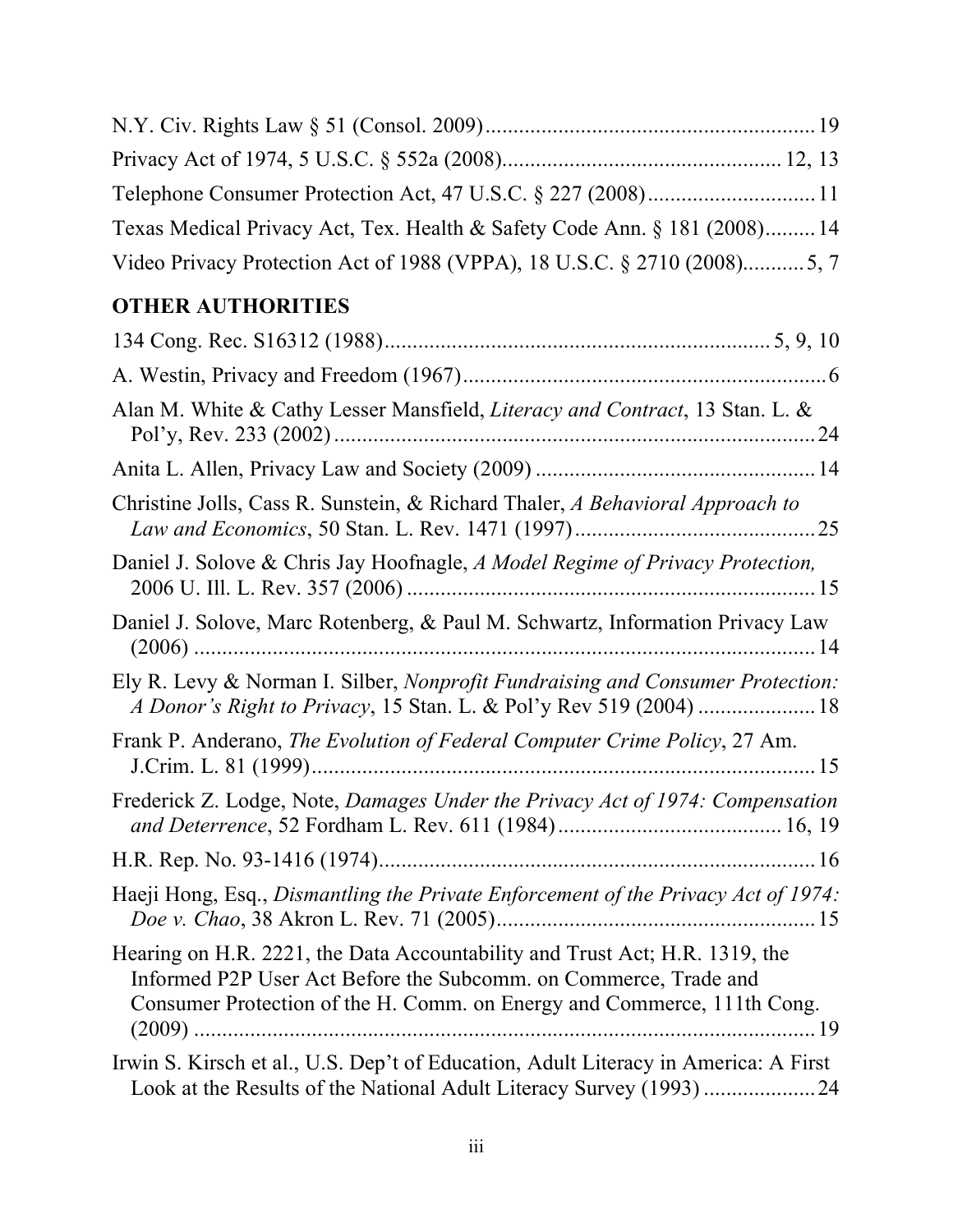N.Y. Civ. Rights Law § 51 (Consol. 2009)......................................................... 19

Privacy Act of 1974, 5 U.S.C. § 552a (2008)................................................ 12, 13

Telephone Consumer Protection Act, 47 U.S.C. § 227 (2008)............................. 11

Texas Medical Privacy Act, Tex. Health & Safety Code Ann. § 181 (2008)......... 14

Video Privacy Protection Act of 1988 (VPPA), 18 U.S.C. § 2710 (2008).......... 5, 7

**OTHER AUTHORITIES**

134 Cong. Rec. S16312 (1988).................................................................. 5, 9, 10

A. Westin, Privacy and Freedom (1967)................................................................ 6

Alan M. White & Cathy Lesser Mansfield, *Literacy and Contract*, 13 Stan. L. & Pol'y, Rev. 233 (2002)..................................................................................... 24

Anita L. Allen, Privacy Law and Society (2009) ................................................. 14

Christine Jolls, Cass R. Sunstein, & Richard Thaler, *A Behavioral Approach to Law and Economics*, 50 Stan. L. Rev. 1471 (1997)........................................... 25

Daniel J. Solove & Chris Jay Hoofnagle, *A Model Regime of Privacy Protection,* 2006 U. Ill. L. Rev. 357 (2006) ........................................................................ 15

Daniel J. Solove, Marc Rotenberg, & Paul M. Schwartz, Information Privacy Law (2006) ................................................................................................................ 14

Ely R. Levy & Norman I. Silber, *Nonprofit Fundraising and Consumer Protection: A Donor's Right to Privacy*, 15 Stan. L. & Pol'y Rev 519 (2004) ..................... 18

Frank P. Anderano, *The Evolution of Federal Computer Crime Policy*, 27 Am. J.Crim. L. 81 (1999)......................................................................................... 15

Frederick Z. Lodge, Note, *Damages Under the Privacy Act of 1974: Compensation and Deterrence*, 52 Fordham L. Rev. 611 (1984)........................................ 16, 19

H.R. Rep. No. 93-1416 (1974)............................................................................. 16

Haeji Hong, Esq., *Dismantling the Private Enforcement of the Privacy Act of 1974: Doe v. Chao*, 38 Akron L. Rev. 71 (2005)........................................................ 15

Hearing on H.R. 2221, the Data Accountability and Trust Act; H.R. 1319, the Informed P2P User Act Before the Subcomm. on Commerce, Trade and Consumer Protection of the H. Comm. on Energy and Commerce, 111th Cong. (2009) ................................................................................................................ 19

Irwin S. Kirsch et al., U.S. Dep't of Education, Adult Literacy in America: A First Look at the Results of the National Adult Literacy Survey (1993) .................... 24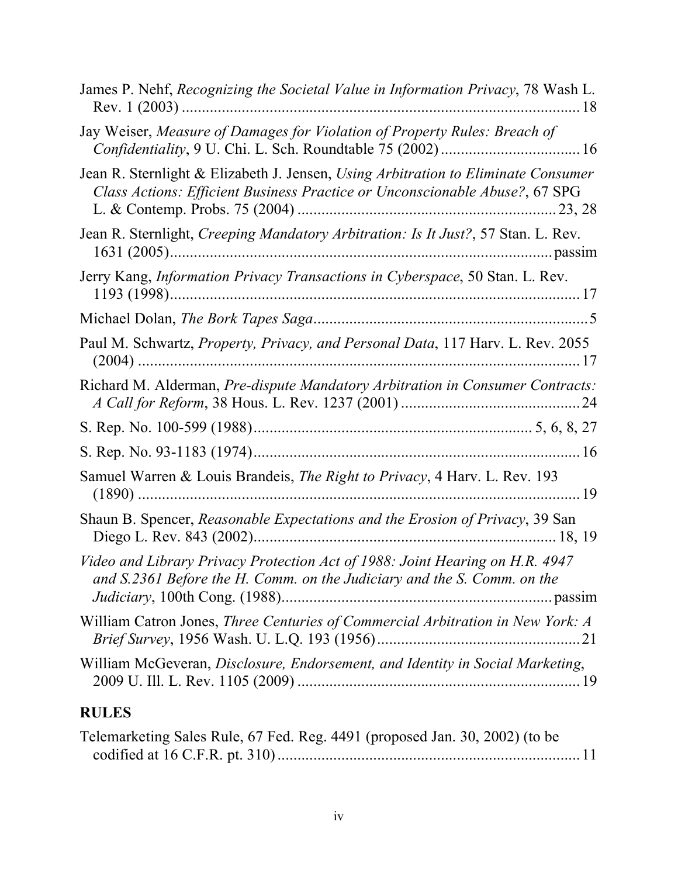James P. Nehf, *Recognizing the Societal Value in Information Privacy*, 78 Wash L. Rev. 1 (2003) .................................................................................................... 18

Jay Weiser, *Measure of Damages for Violation of Property Rules: Breach of Confidentiality*, 9 U. Chi. L. Sch. Roundtable 75 (2002) .................................. 16

Jean R. Sternlight & Elizabeth J. Jensen, *Using Arbitration to Eliminate Consumer Class Actions: Efficient Business Practice or Unconscionable Abuse?*, 67 SPG L. & Contemp. Probs. 75 (2004) ................................................................ 23, 28

Jean R. Sternlight, *Creeping Mandatory Arbitration: Is It Just?*, 57 Stan. L. Rev. 1631 (2005)............................................................................................... passim

Jerry Kang, *Information Privacy Transactions in Cyberspace*, 50 Stan. L. Rev. 1193 (1998)......................................................................................................... 17

Michael Dolan, *The Bork Tapes Saga*................................................................... 5

Paul M. Schwartz, *Property, Privacy, and Personal Data*, 117 Harv. L. Rev. 2055 (2004) ................................................................................................................. 17

Richard M. Alderman, *Pre-dispute Mandatory Arbitration in Consumer Contracts: A Call for Reform*, 38 Hous. L. Rev. 1237 (2001) ............................................ 24

S. Rep. No. 100-599 (1988)..................................................................... 5, 6, 8, 27

S. Rep. No. 93-1183 (1974).................................................................................. 16

Samuel Warren & Louis Brandeis, *The Right to Privacy*, 4 Harv. L. Rev. 193 (1890) ................................................................................................................. 19

Shaun B. Spencer, *Reasonable Expectations and the Erosion of Privacy*, 39 San Diego L. Rev. 843 (2002)........................................................................... 18, 19

*Video and Library Privacy Protection Act of 1988: Joint Hearing on H.R. 4947 and S.2361 Before the H. Comm. on the Judiciary and the S. Comm. on the Judiciary*, 100th Cong. (1988)................................................................... passim

William Catron Jones, *Three Centuries of Commercial Arbitration in New York: A Brief Survey*, 1956 Wash. U. L.Q. 193 (1956) .................................................. 21

William McGeveran, *Disclosure, Endorsement, and Identity in Social Marketing*, 2009 U. Ill. L. Rev. 1105 (2009) ....................................................................... 19

## RULES

Telemarketing Sales Rule, 67 Fed. Reg. 4491 (proposed Jan. 30, 2002) (to be codified at 16 C.F.R. pt. 310) ........................................................................... 11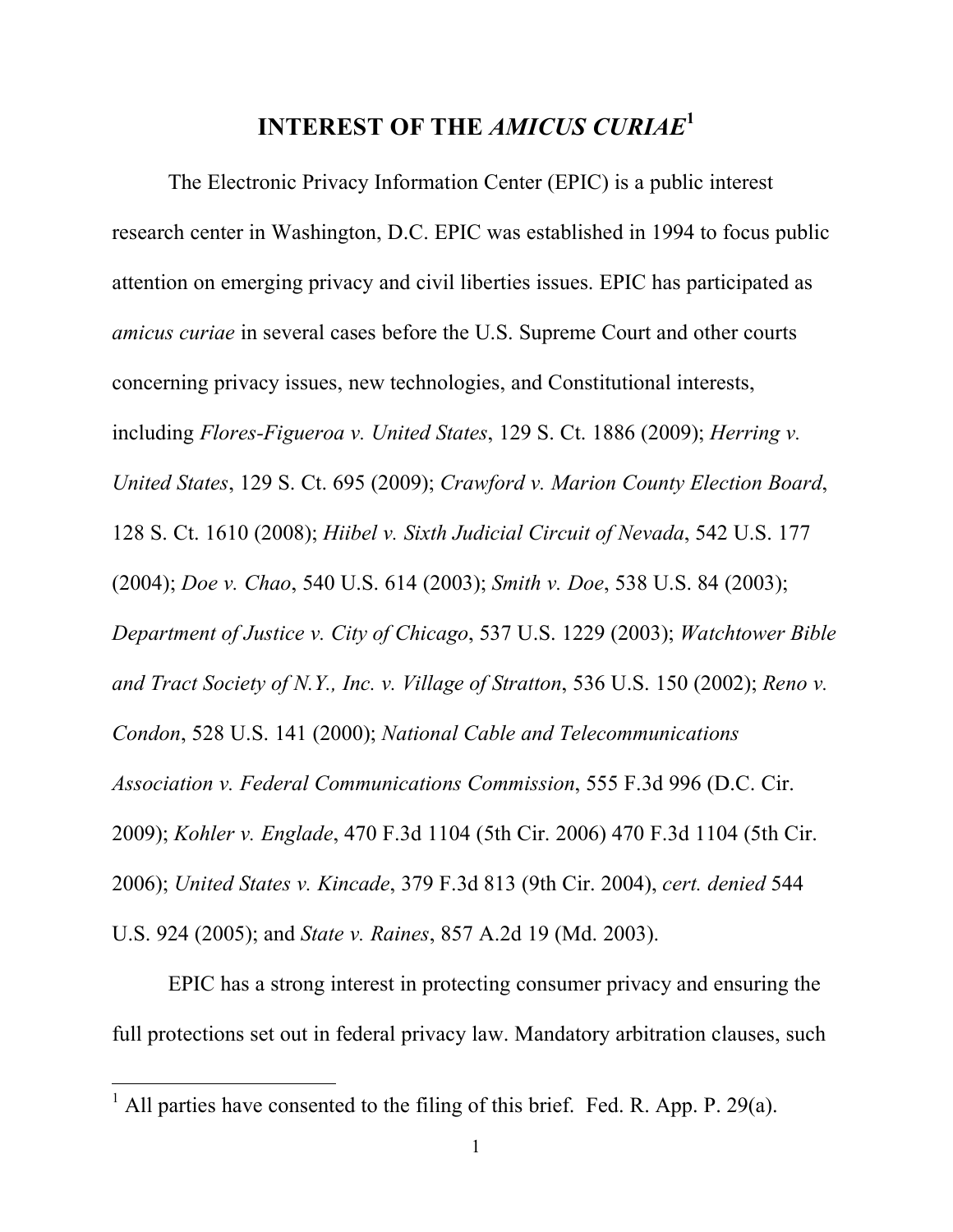# INTEREST OF THE *AMICUS CURIAE*[1]

The Electronic Privacy Information Center (EPIC) is a public interest research center in Washington, D.C. EPIC was established in 1994 to focus public attention on emerging privacy and civil liberties issues. EPIC has participated as *amicus curiae* in several cases before the U.S. Supreme Court and other courts concerning privacy issues, new technologies, and Constitutional interests, including *Flores-Figueroa v. United States*, 129 S. Ct. 1886 (2009); *Herring v. United States*, 129 S. Ct. 695 (2009); *Crawford v. Marion County Election Board*, 128 S. Ct. 1610 (2008); *Hiibel v. Sixth Judicial Circuit of Nevada*, 542 U.S. 177 (2004); *Doe v. Chao*, 540 U.S. 614 (2003); *Smith v. Doe*, 538 U.S. 84 (2003); *Department of Justice v. City of Chicago*, 537 U.S. 1229 (2003); *Watchtower Bible and Tract Society of N.Y., Inc. v. Village of Stratton*, 536 U.S. 150 (2002); *Reno v. Condon*, 528 U.S. 141 (2000); *National Cable and Telecommunications Association v. Federal Communications Commission*, 555 F.3d 996 (D.C. Cir. 2009); *Kohler v. Englade*, 470 F.3d 1104 (5th Cir. 2006) 470 F.3d 1104 (5th Cir. 2006); *United States v. Kincade*, 379 F.3d 813 (9th Cir. 2004), *cert. denied* 544 U.S. 924 (2005); and *State v. Raines*, 857 A.2d 19 (Md. 2003).

EPIC has a strong interest in protecting consumer privacy and ensuring the full protections set out in federal privacy law. Mandatory arbitration clauses, such

[1] All parties have consented to the filing of this brief. Fed. R. App. P. 29(a).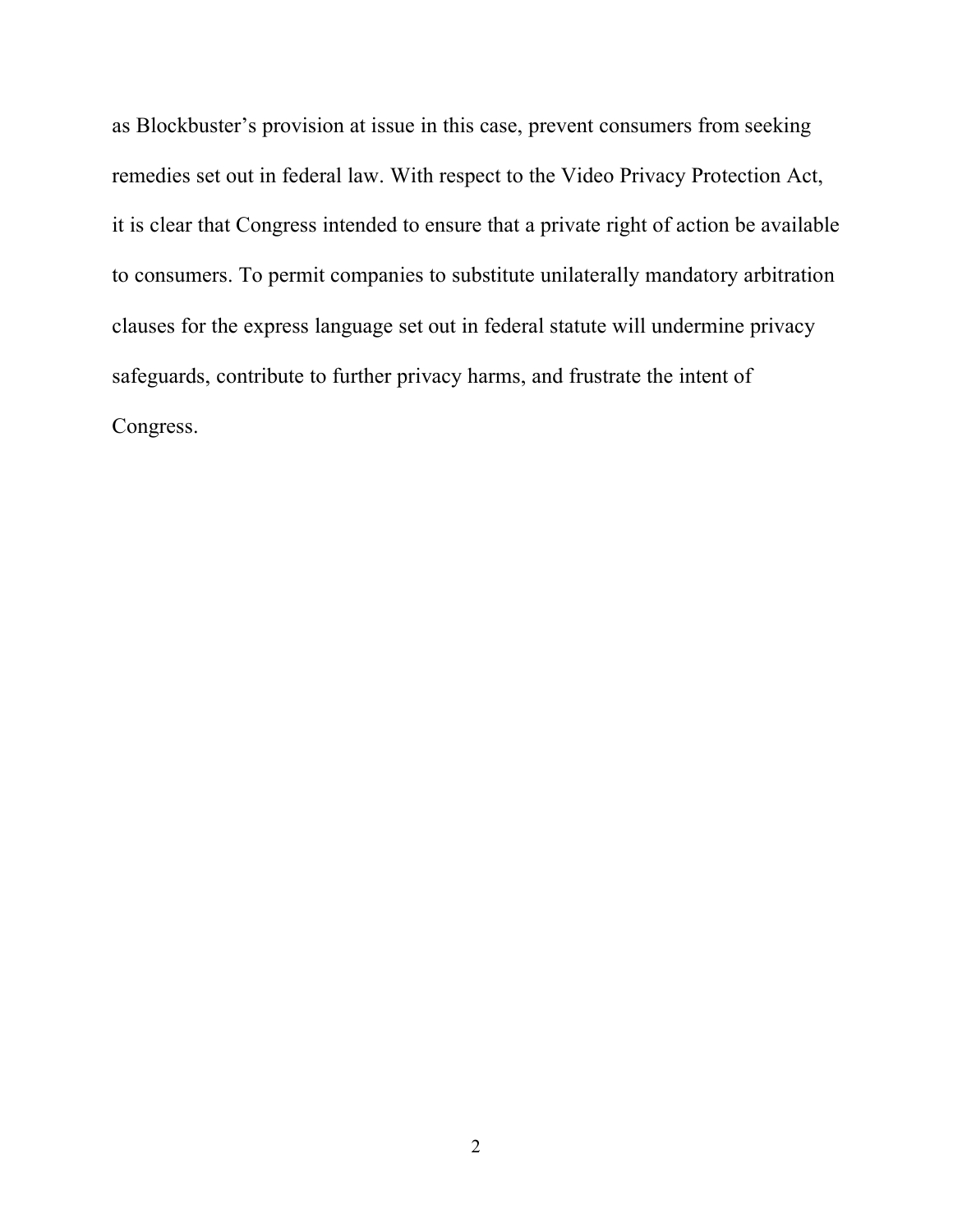as Blockbuster's provision at issue in this case, prevent consumers from seeking remedies set out in federal law. With respect to the Video Privacy Protection Act, it is clear that Congress intended to ensure that a private right of action be available to consumers. To permit companies to substitute unilaterally mandatory arbitration clauses for the express language set out in federal statute will undermine privacy safeguards, contribute to further privacy harms, and frustrate the intent of Congress.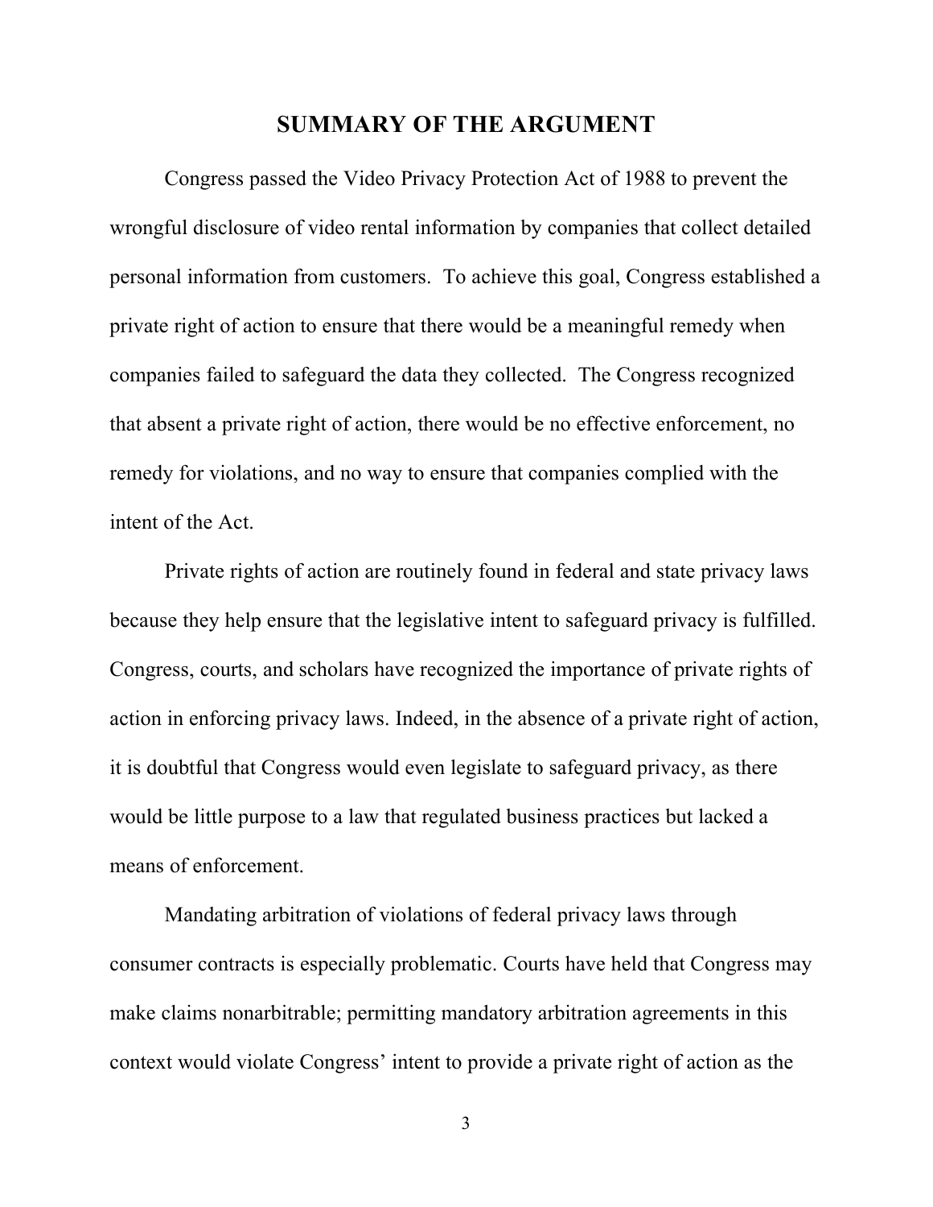## SUMMARY OF THE ARGUMENT

Congress passed the Video Privacy Protection Act of 1988 to prevent the wrongful disclosure of video rental information by companies that collect detailed personal information from customers. To achieve this goal, Congress established a private right of action to ensure that there would be a meaningful remedy when companies failed to safeguard the data they collected. The Congress recognized that absent a private right of action, there would be no effective enforcement, no remedy for violations, and no way to ensure that companies complied with the intent of the Act.

Private rights of action are routinely found in federal and state privacy laws because they help ensure that the legislative intent to safeguard privacy is fulfilled. Congress, courts, and scholars have recognized the importance of private rights of action in enforcing privacy laws. Indeed, in the absence of a private right of action, it is doubtful that Congress would even legislate to safeguard privacy, as there would be little purpose to a law that regulated business practices but lacked a means of enforcement.

Mandating arbitration of violations of federal privacy laws through consumer contracts is especially problematic. Courts have held that Congress may make claims nonarbitrable; permitting mandatory arbitration agreements in this context would violate Congress' intent to provide a private right of action as the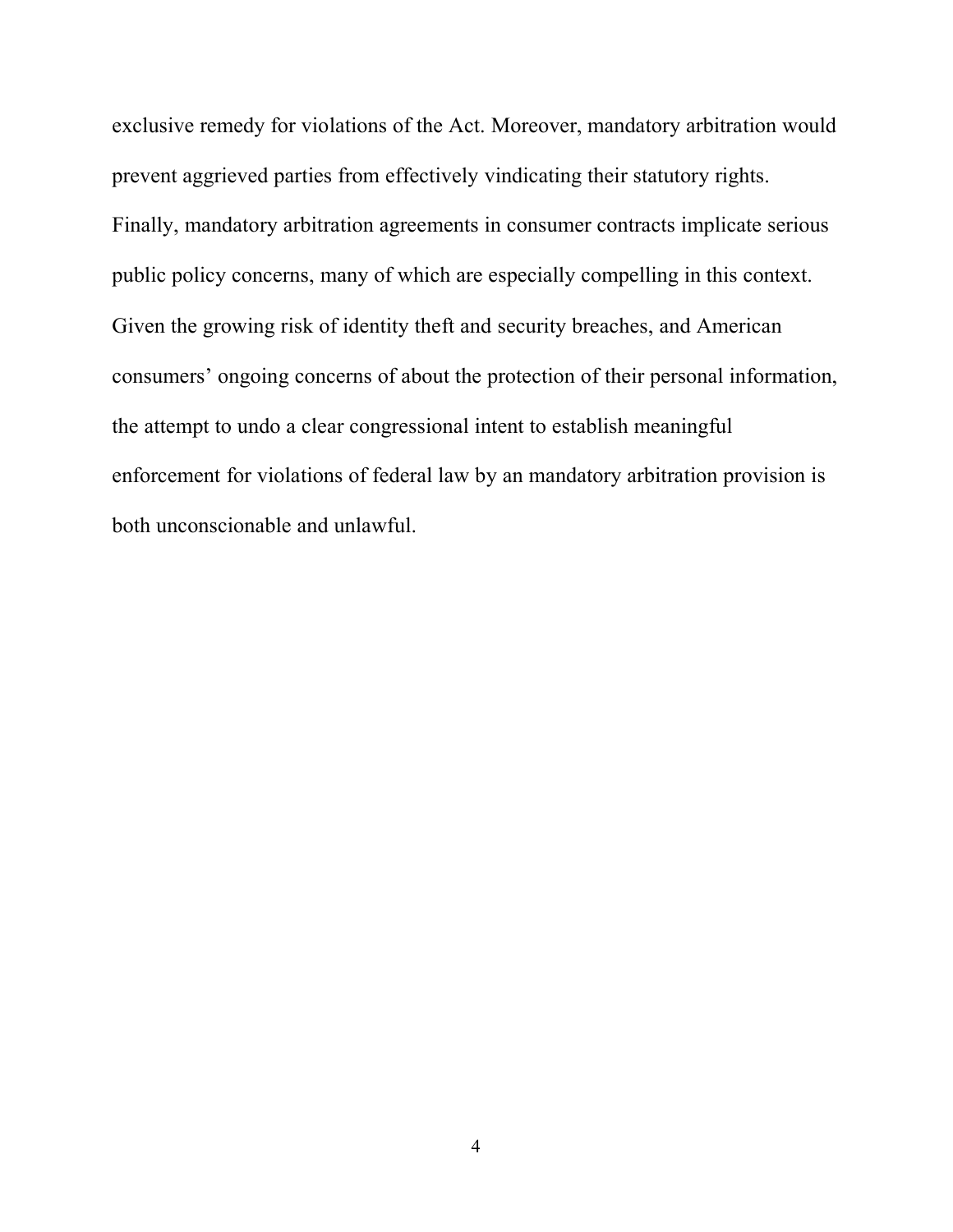exclusive remedy for violations of the Act. Moreover, mandatory arbitration would prevent aggrieved parties from effectively vindicating their statutory rights. Finally, mandatory arbitration agreements in consumer contracts implicate serious public policy concerns, many of which are especially compelling in this context. Given the growing risk of identity theft and security breaches, and American consumers' ongoing concerns of about the protection of their personal information, the attempt to undo a clear congressional intent to establish meaningful enforcement for violations of federal law by an mandatory arbitration provision is both unconscionable and unlawful.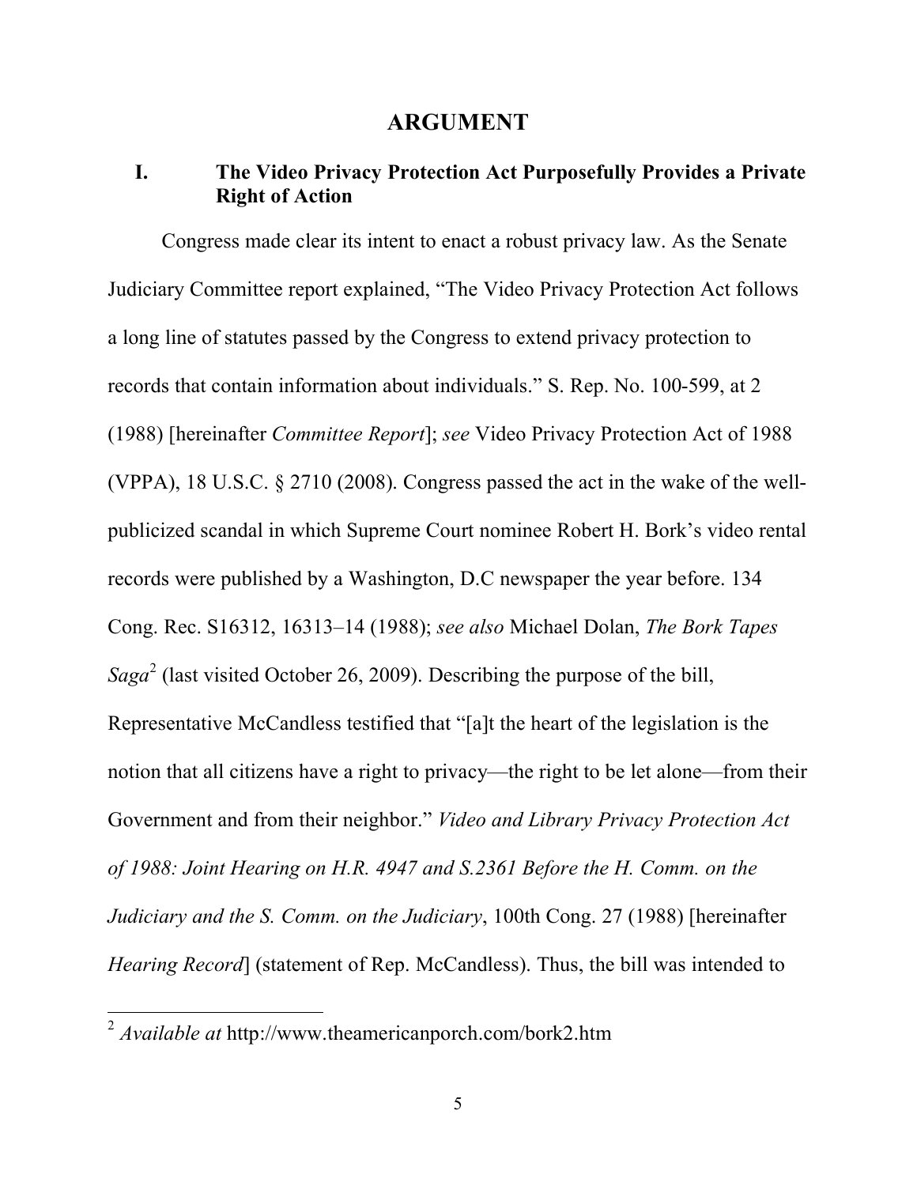# ARGUMENT

## I. The Video Privacy Protection Act Purposefully Provides a Private Right of Action

Congress made clear its intent to enact a robust privacy law. As the Senate Judiciary Committee report explained, "The Video Privacy Protection Act follows a long line of statutes passed by the Congress to extend privacy protection to records that contain information about individuals." S. Rep. No. 100-599, at 2 (1988) [hereinafter *Committee Report*]; *see* Video Privacy Protection Act of 1988 (VPPA), 18 U.S.C. § 2710 (2008). Congress passed the act in the wake of the well-publicized scandal in which Supreme Court nominee Robert H. Bork's video rental records were published by a Washington, D.C newspaper the year before. 134 Cong. Rec. S16312, 16313–14 (1988); *see also* Michael Dolan, *The Bork Tapes Saga*[2] (last visited October 26, 2009). Describing the purpose of the bill, Representative McCandless testified that "[a]t the heart of the legislation is the notion that all citizens have a right to privacy—the right to be let alone—from their Government and from their neighbor." *Video and Library Privacy Protection Act of 1988: Joint Hearing on H.R. 4947 and S.2361 Before the H. Comm. on the Judiciary and the S. Comm. on the Judiciary*, 100th Cong. 27 (1988) [hereinafter *Hearing Record*] (statement of Rep. McCandless). Thus, the bill was intended to

---

[2] *Available at* http://www.theamericanporch.com/bork2.htm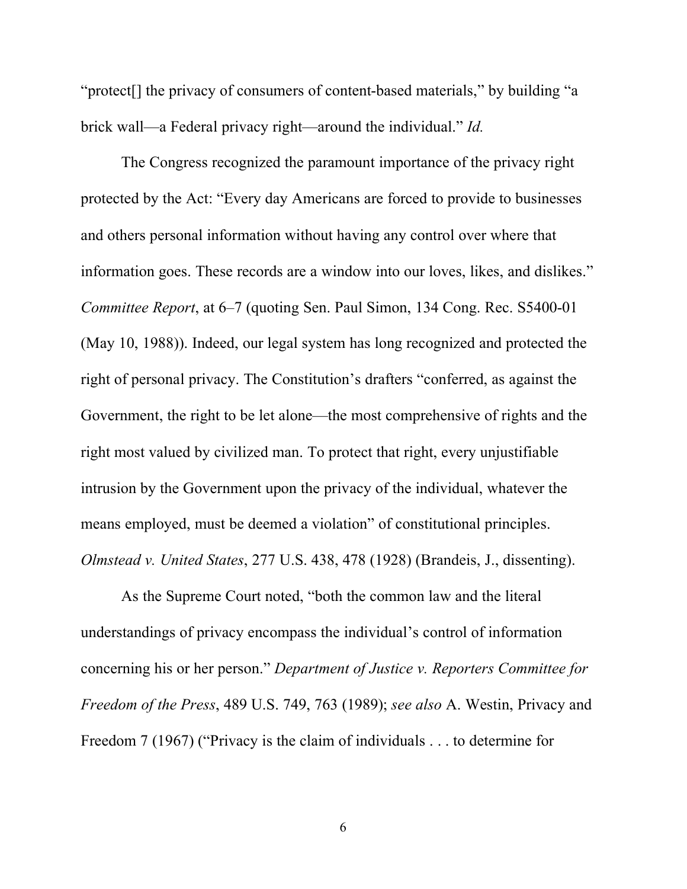"protect[] the privacy of consumers of content-based materials," by building "a brick wall—a Federal privacy right—around the individual." *Id.*

The Congress recognized the paramount importance of the privacy right protected by the Act: "Every day Americans are forced to provide to businesses and others personal information without having any control over where that information goes. These records are a window into our loves, likes, and dislikes." *Committee Report*, at 6–7 (quoting Sen. Paul Simon, 134 Cong. Rec. S5400-01 (May 10, 1988)). Indeed, our legal system has long recognized and protected the right of personal privacy. The Constitution's drafters "conferred, as against the Government, the right to be let alone—the most comprehensive of rights and the right most valued by civilized man. To protect that right, every unjustifiable intrusion by the Government upon the privacy of the individual, whatever the means employed, must be deemed a violation" of constitutional principles. *Olmstead v. United States*, 277 U.S. 438, 478 (1928) (Brandeis, J., dissenting).

As the Supreme Court noted, "both the common law and the literal understandings of privacy encompass the individual's control of information concerning his or her person." *Department of Justice v. Reporters Committee for Freedom of the Press*, 489 U.S. 749, 763 (1989); *see also* A. Westin, Privacy and Freedom 7 (1967) ("Privacy is the claim of individuals . . . to determine for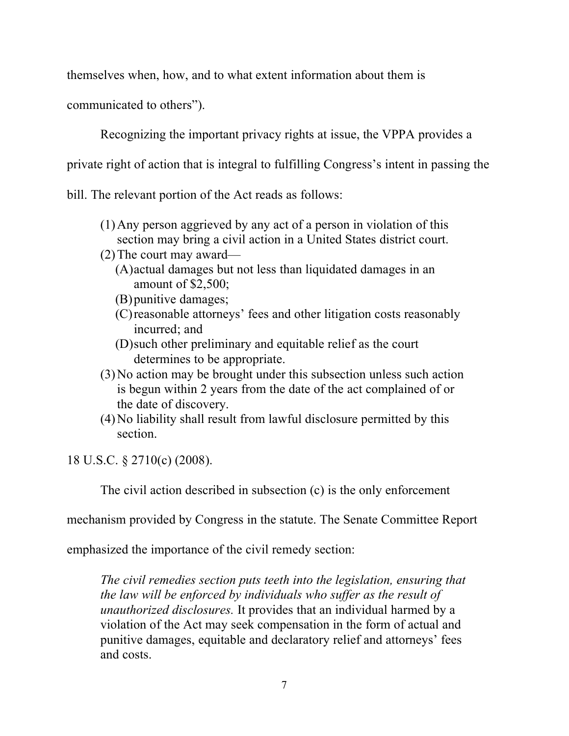themselves when, how, and to what extent information about them is communicated to others").

Recognizing the important privacy rights at issue, the VPPA provides a private right of action that is integral to fulfilling Congress's intent in passing the bill. The relevant portion of the Act reads as follows:

> (1) Any person aggrieved by any act of a person in violation of this section may bring a civil action in a United States district court.
> (2) The court may award—
>   (A) actual damages but not less than liquidated damages in an amount of $2,500;
>   (B) punitive damages;
>   (C) reasonable attorneys' fees and other litigation costs reasonably incurred; and
>   (D) such other preliminary and equitable relief as the court determines to be appropriate.
> (3) No action may be brought under this subsection unless such action is begun within 2 years from the date of the act complained of or the date of discovery.
> (4) No liability shall result from lawful disclosure permitted by this section.

18 U.S.C. § 2710(c) (2008).

The civil action described in subsection (c) is the only enforcement mechanism provided by Congress in the statute. The Senate Committee Report emphasized the importance of the civil remedy section:

> *The civil remedies section puts teeth into the legislation, ensuring that the law will be enforced by individuals who suffer as the result of unauthorized disclosures.* It provides that an individual harmed by a violation of the Act may seek compensation in the form of actual and punitive damages, equitable and declaratory relief and attorneys' fees and costs.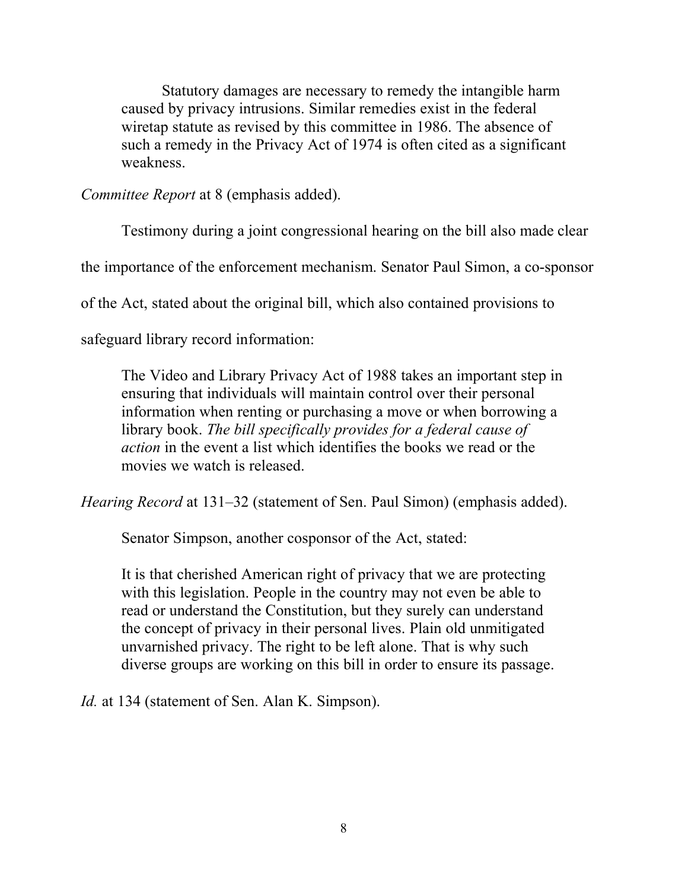> Statutory damages are necessary to remedy the intangible harm caused by privacy intrusions. Similar remedies exist in the federal wiretap statute as revised by this committee in 1986. The absence of such a remedy in the Privacy Act of 1974 is often cited as a significant weakness.

*Committee Report* at 8 (emphasis added).

Testimony during a joint congressional hearing on the bill also made clear the importance of the enforcement mechanism. Senator Paul Simon, a co-sponsor of the Act, stated about the original bill, which also contained provisions to safeguard library record information:

> The Video and Library Privacy Act of 1988 takes an important step in ensuring that individuals will maintain control over their personal information when renting or purchasing a move or when borrowing a library book. *The bill specifically provides for a federal cause of action* in the event a list which identifies the books we read or the movies we watch is released.

*Hearing Record* at 131–32 (statement of Sen. Paul Simon) (emphasis added).

Senator Simpson, another cosponsor of the Act, stated:

> It is that cherished American right of privacy that we are protecting with this legislation. People in the country may not even be able to read or understand the Constitution, but they surely can understand the concept of privacy in their personal lives. Plain old unmitigated unvarnished privacy. The right to be left alone. That is why such diverse groups are working on this bill in order to ensure its passage.

*Id.* at 134 (statement of Sen. Alan K. Simpson).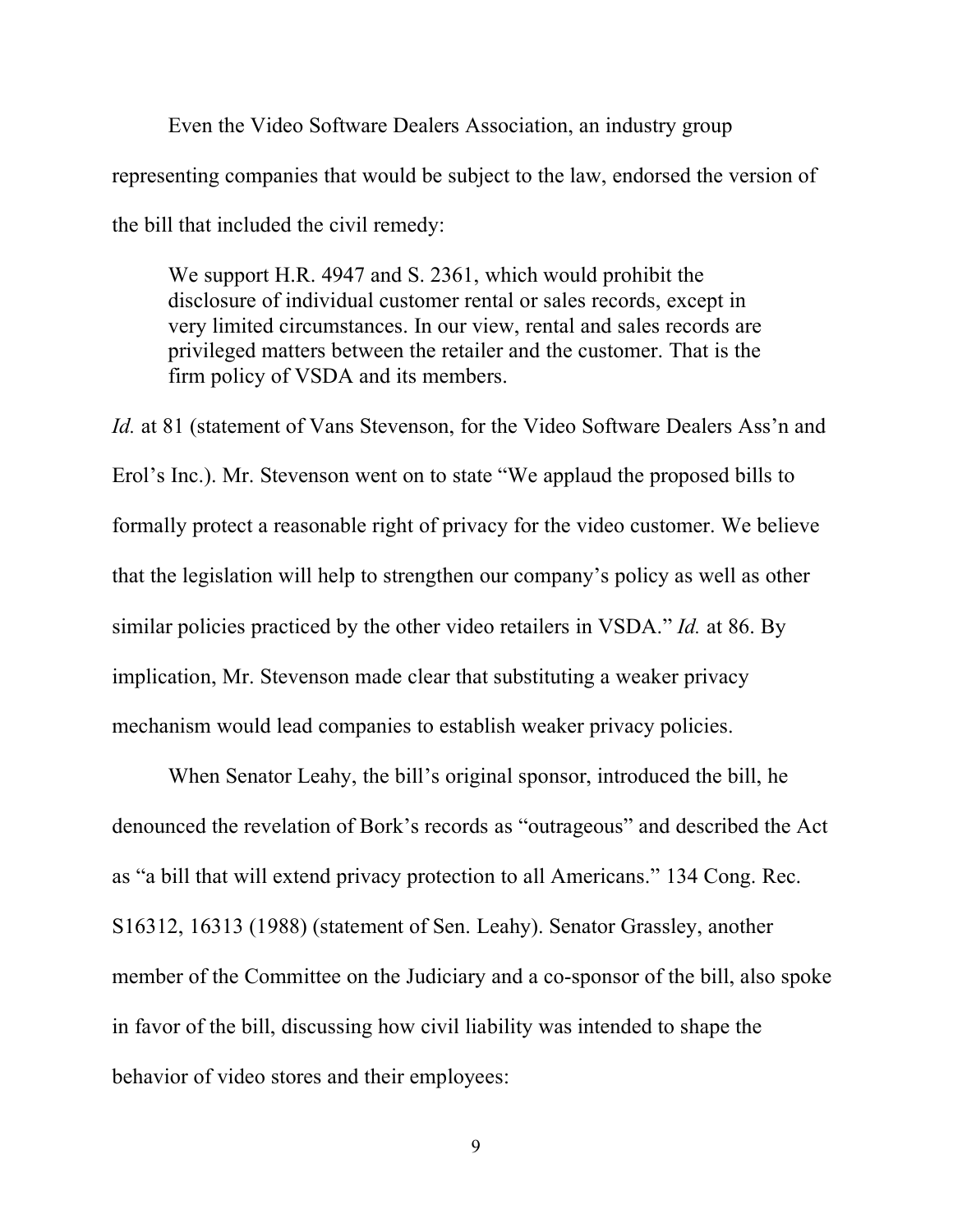Even the Video Software Dealers Association, an industry group representing companies that would be subject to the law, endorsed the version of the bill that included the civil remedy:

> We support H.R. 4947 and S. 2361, which would prohibit the disclosure of individual customer rental or sales records, except in very limited circumstances. In our view, rental and sales records are privileged matters between the retailer and the customer. That is the firm policy of VSDA and its members.

*Id.* at 81 (statement of Vans Stevenson, for the Video Software Dealers Ass'n and Erol's Inc.). Mr. Stevenson went on to state "We applaud the proposed bills to formally protect a reasonable right of privacy for the video customer. We believe that the legislation will help to strengthen our company's policy as well as other similar policies practiced by the other video retailers in VSDA." *Id.* at 86. By implication, Mr. Stevenson made clear that substituting a weaker privacy mechanism would lead companies to establish weaker privacy policies.

When Senator Leahy, the bill's original sponsor, introduced the bill, he denounced the revelation of Bork's records as "outrageous" and described the Act as "a bill that will extend privacy protection to all Americans." 134 Cong. Rec. S16312, 16313 (1988) (statement of Sen. Leahy). Senator Grassley, another member of the Committee on the Judiciary and a co-sponsor of the bill, also spoke in favor of the bill, discussing how civil liability was intended to shape the behavior of video stores and their employees: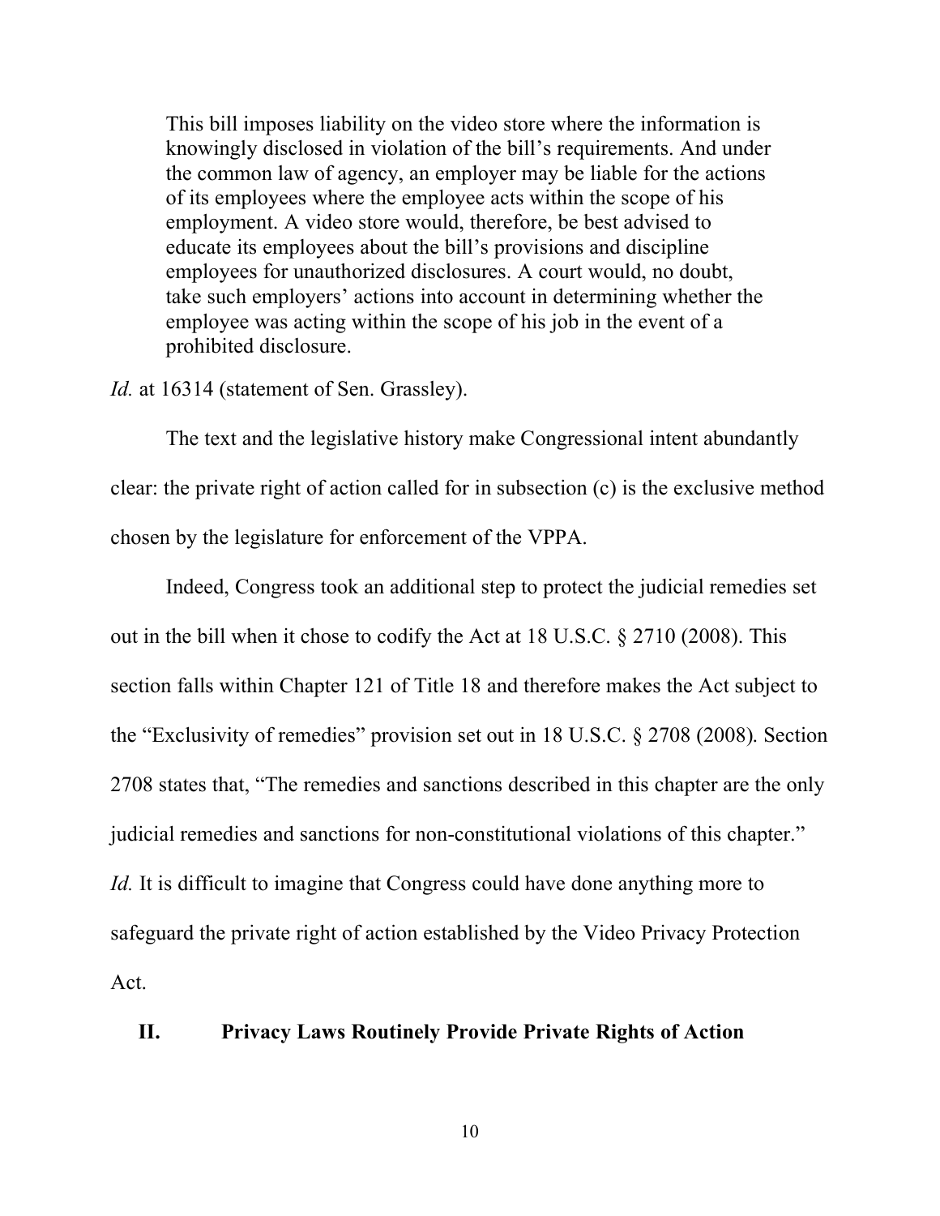> This bill imposes liability on the video store where the information is knowingly disclosed in violation of the bill's requirements. And under the common law of agency, an employer may be liable for the actions of its employees where the employee acts within the scope of his employment. A video store would, therefore, be best advised to educate its employees about the bill's provisions and discipline employees for unauthorized disclosures. A court would, no doubt, take such employers' actions into account in determining whether the employee was acting within the scope of his job in the event of a prohibited disclosure.

*Id.* at 16314 (statement of Sen. Grassley).

The text and the legislative history make Congressional intent abundantly clear: the private right of action called for in subsection (c) is the exclusive method chosen by the legislature for enforcement of the VPPA.

Indeed, Congress took an additional step to protect the judicial remedies set out in the bill when it chose to codify the Act at 18 U.S.C. § 2710 (2008). This section falls within Chapter 121 of Title 18 and therefore makes the Act subject to the "Exclusivity of remedies" provision set out in 18 U.S.C. § 2708 (2008). Section 2708 states that, "The remedies and sanctions described in this chapter are the only judicial remedies and sanctions for non-constitutional violations of this chapter." *Id.* It is difficult to imagine that Congress could have done anything more to safeguard the private right of action established by the Video Privacy Protection Act.

## II. Privacy Laws Routinely Provide Private Rights of Action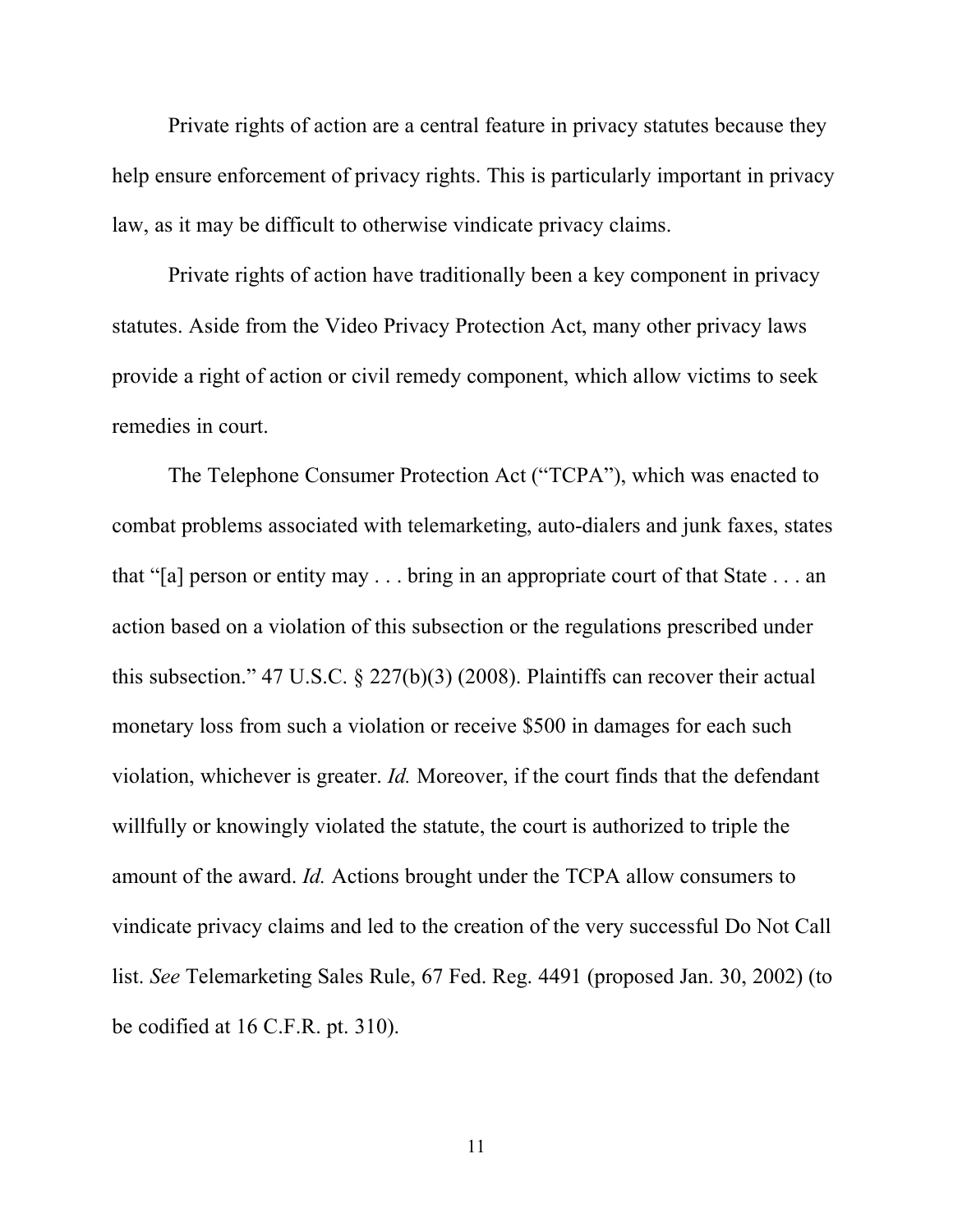Private rights of action are a central feature in privacy statutes because they help ensure enforcement of privacy rights. This is particularly important in privacy law, as it may be difficult to otherwise vindicate privacy claims.

Private rights of action have traditionally been a key component in privacy statutes. Aside from the Video Privacy Protection Act, many other privacy laws provide a right of action or civil remedy component, which allow victims to seek remedies in court.

The Telephone Consumer Protection Act ("TCPA"), which was enacted to combat problems associated with telemarketing, auto-dialers and junk faxes, states that "[a] person or entity may . . . bring in an appropriate court of that State . . . an action based on a violation of this subsection or the regulations prescribed under this subsection." 47 U.S.C. § 227(b)(3) (2008). Plaintiffs can recover their actual monetary loss from such a violation or receive $500 in damages for each such violation, whichever is greater. *Id.* Moreover, if the court finds that the defendant willfully or knowingly violated the statute, the court is authorized to triple the amount of the award. *Id.* Actions brought under the TCPA allow consumers to vindicate privacy claims and led to the creation of the very successful Do Not Call list. *See* Telemarketing Sales Rule, 67 Fed. Reg. 4491 (proposed Jan. 30, 2002) (to be codified at 16 C.F.R. pt. 310).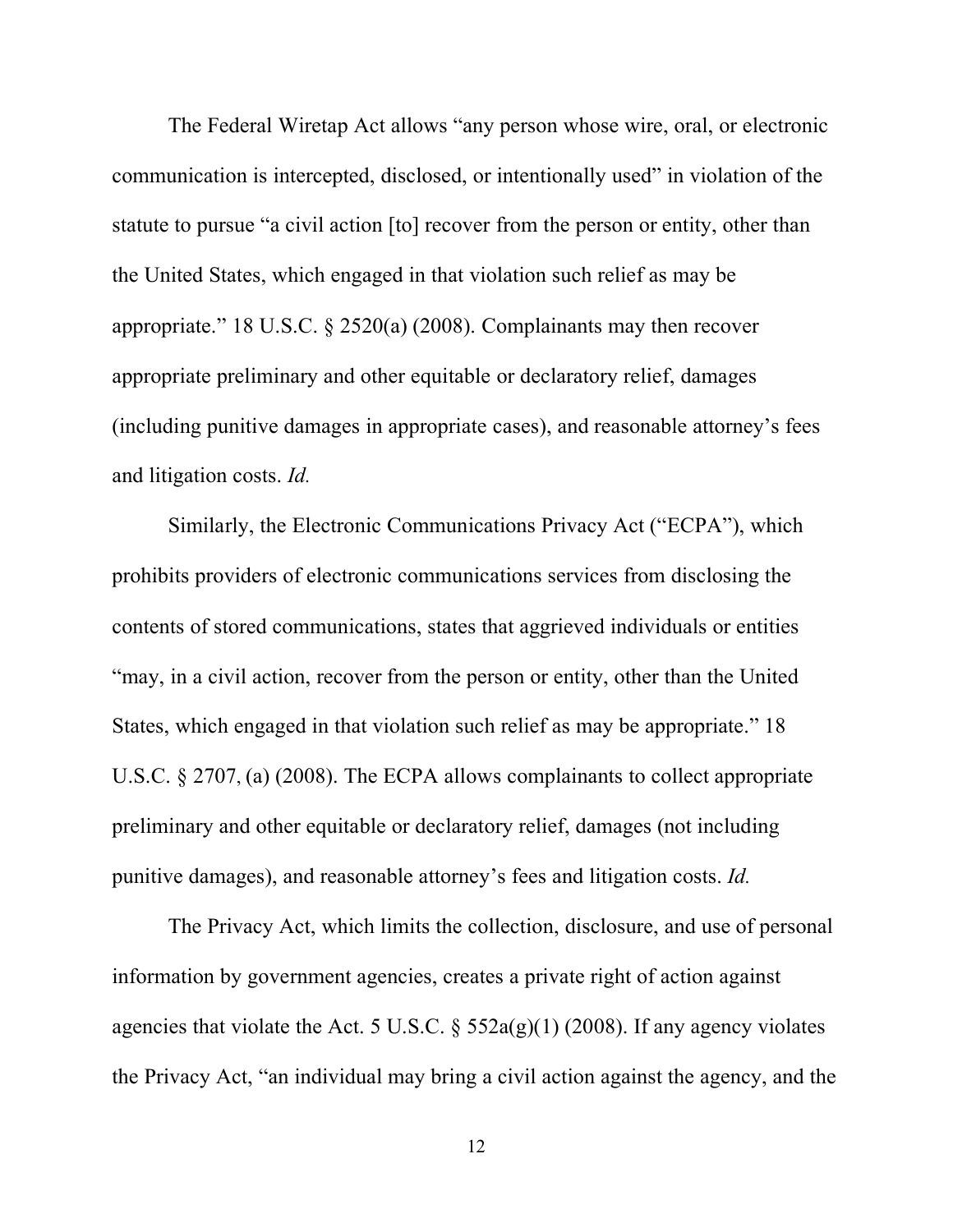The Federal Wiretap Act allows "any person whose wire, oral, or electronic communication is intercepted, disclosed, or intentionally used" in violation of the statute to pursue "a civil action [to] recover from the person or entity, other than the United States, which engaged in that violation such relief as may be appropriate." 18 U.S.C. § 2520(a) (2008). Complainants may then recover appropriate preliminary and other equitable or declaratory relief, damages (including punitive damages in appropriate cases), and reasonable attorney's fees and litigation costs. *Id.*

Similarly, the Electronic Communications Privacy Act ("ECPA"), which prohibits providers of electronic communications services from disclosing the contents of stored communications, states that aggrieved individuals or entities "may, in a civil action, recover from the person or entity, other than the United States, which engaged in that violation such relief as may be appropriate." 18 U.S.C. § 2707, (a) (2008). The ECPA allows complainants to collect appropriate preliminary and other equitable or declaratory relief, damages (not including punitive damages), and reasonable attorney's fees and litigation costs. *Id.*

The Privacy Act, which limits the collection, disclosure, and use of personal information by government agencies, creates a private right of action against agencies that violate the Act. 5 U.S.C. § 552a(g)(1) (2008). If any agency violates the Privacy Act, "an individual may bring a civil action against the agency, and the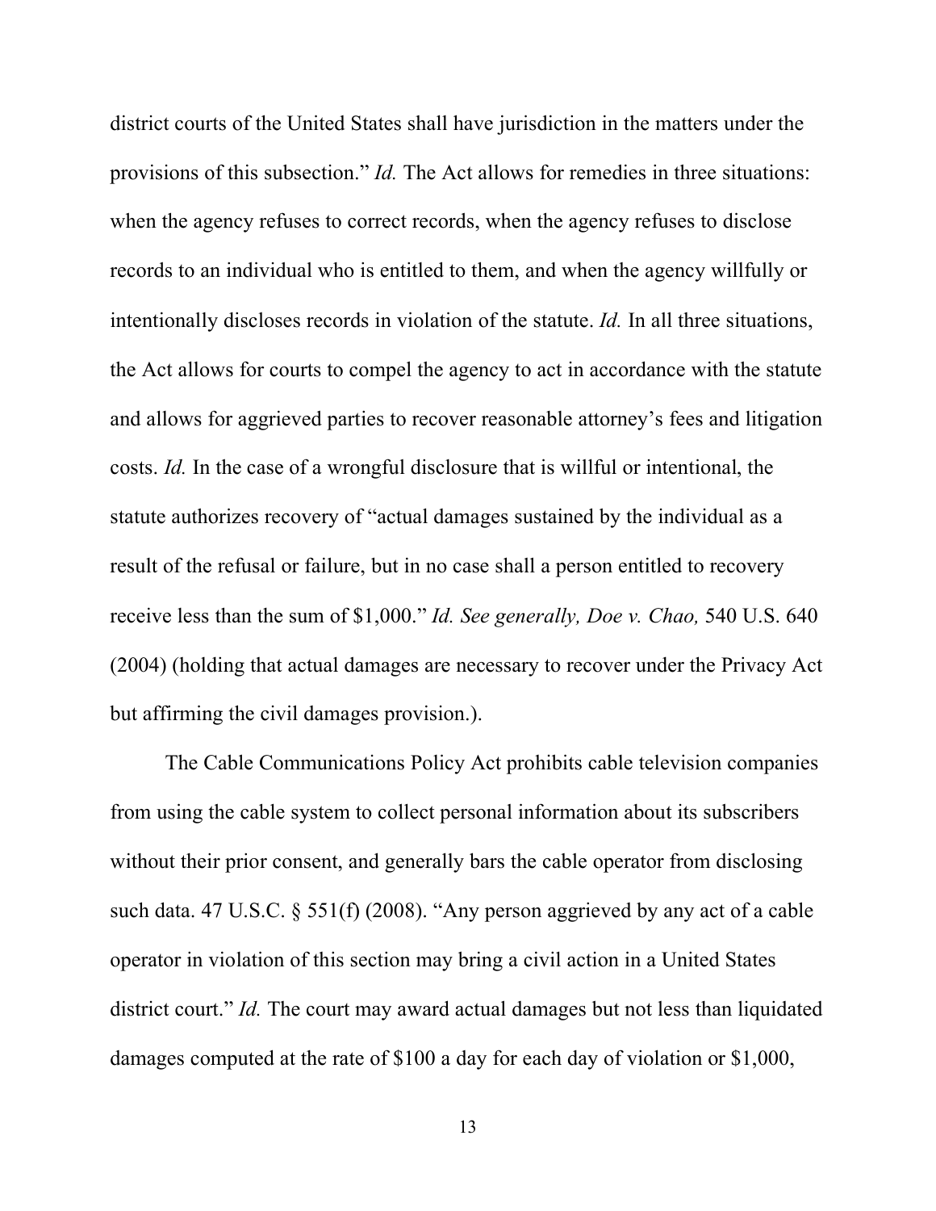district courts of the United States shall have jurisdiction in the matters under the provisions of this subsection." *Id.* The Act allows for remedies in three situations: when the agency refuses to correct records, when the agency refuses to disclose records to an individual who is entitled to them, and when the agency willfully or intentionally discloses records in violation of the statute. *Id.* In all three situations, the Act allows for courts to compel the agency to act in accordance with the statute and allows for aggrieved parties to recover reasonable attorney's fees and litigation costs. *Id.* In the case of a wrongful disclosure that is willful or intentional, the statute authorizes recovery of "actual damages sustained by the individual as a result of the refusal or failure, but in no case shall a person entitled to recovery receive less than the sum of $1,000." *Id. See generally, Doe v. Chao,* 540 U.S. 640 (2004) (holding that actual damages are necessary to recover under the Privacy Act but affirming the civil damages provision.).

The Cable Communications Policy Act prohibits cable television companies from using the cable system to collect personal information about its subscribers without their prior consent, and generally bars the cable operator from disclosing such data. 47 U.S.C. § 551(f) (2008). "Any person aggrieved by any act of a cable operator in violation of this section may bring a civil action in a United States district court." *Id.* The court may award actual damages but not less than liquidated damages computed at the rate of $100 a day for each day of violation or $1,000,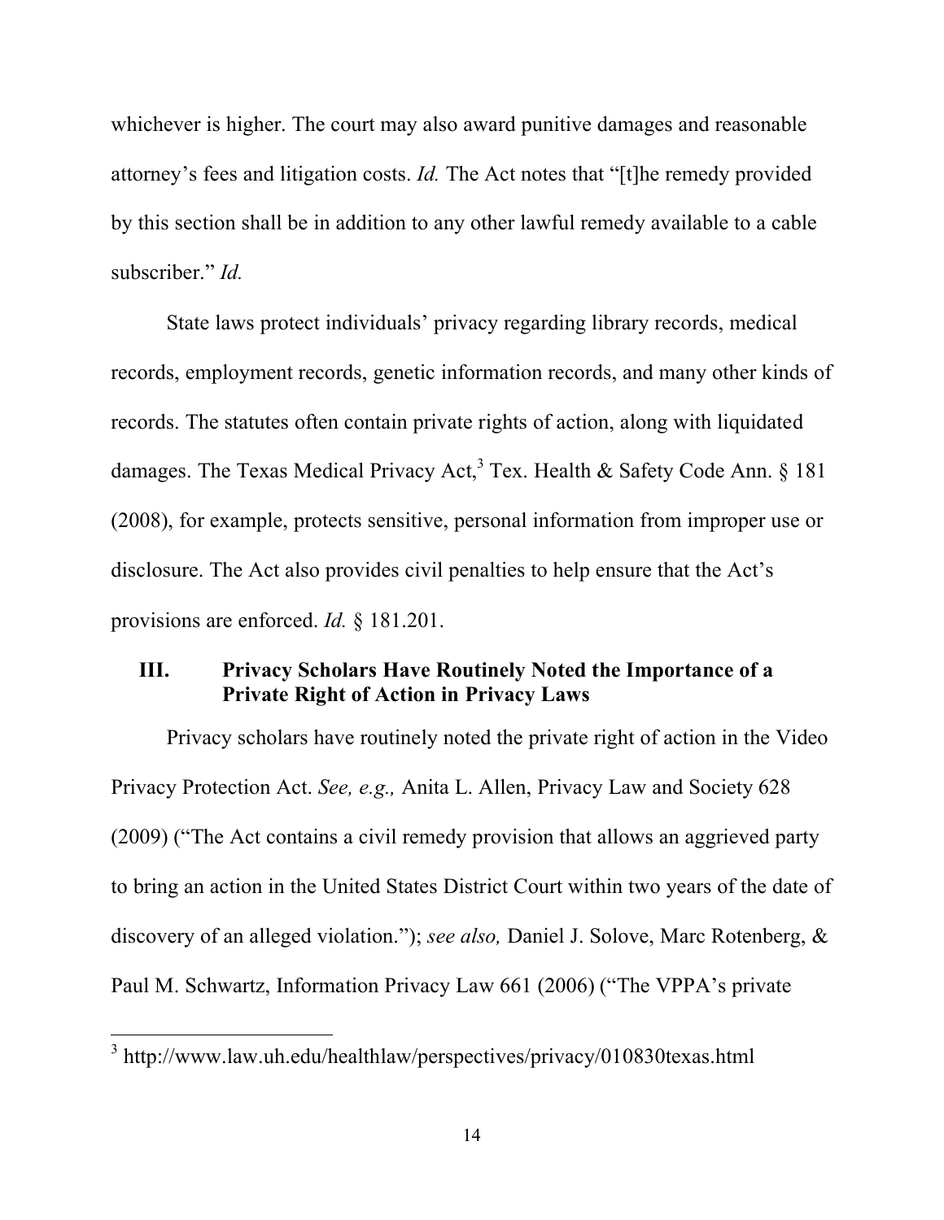whichever is higher. The court may also award punitive damages and reasonable attorney's fees and litigation costs. *Id.* The Act notes that "[t]he remedy provided by this section shall be in addition to any other lawful remedy available to a cable subscriber." *Id.*

State laws protect individuals' privacy regarding library records, medical records, employment records, genetic information records, and many other kinds of records. The statutes often contain private rights of action, along with liquidated damages. The Texas Medical Privacy Act,[3] Tex. Health & Safety Code Ann. § 181 (2008), for example, protects sensitive, personal information from improper use or disclosure. The Act also provides civil penalties to help ensure that the Act's provisions are enforced. *Id.* § 181.201.

## III. Privacy Scholars Have Routinely Noted the Importance of a Private Right of Action in Privacy Laws

Privacy scholars have routinely noted the private right of action in the Video Privacy Protection Act. *See, e.g.,* Anita L. Allen, Privacy Law and Society 628 (2009) ("The Act contains a civil remedy provision that allows an aggrieved party to bring an action in the United States District Court within two years of the date of discovery of an alleged violation."); *see also,* Daniel J. Solove, Marc Rotenberg, & Paul M. Schwartz, Information Privacy Law 661 (2006) ("The VPPA's private

[3] http://www.law.uh.edu/healthlaw/perspectives/privacy/010830texas.html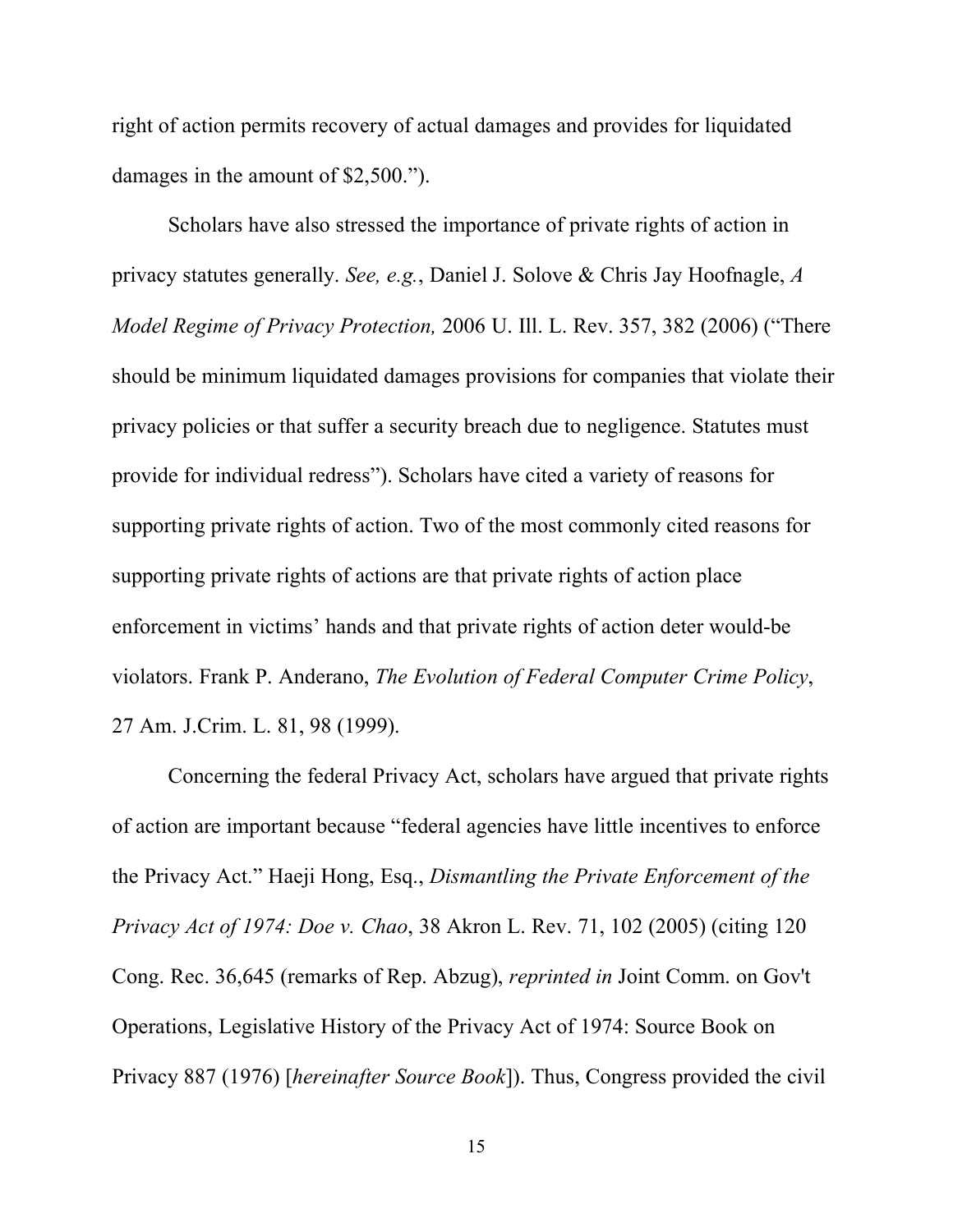right of action permits recovery of actual damages and provides for liquidated damages in the amount of $2,500.").

Scholars have also stressed the importance of private rights of action in privacy statutes generally. *See, e.g.*, Daniel J. Solove & Chris Jay Hoofnagle, *A Model Regime of Privacy Protection,* 2006 U. Ill. L. Rev. 357, 382 (2006) ("There should be minimum liquidated damages provisions for companies that violate their privacy policies or that suffer a security breach due to negligence. Statutes must provide for individual redress"). Scholars have cited a variety of reasons for supporting private rights of action. Two of the most commonly cited reasons for supporting private rights of actions are that private rights of action place enforcement in victims' hands and that private rights of action deter would-be violators. Frank P. Anderano, *The Evolution of Federal Computer Crime Policy*, 27 Am. J.Crim. L. 81, 98 (1999).

Concerning the federal Privacy Act, scholars have argued that private rights of action are important because "federal agencies have little incentives to enforce the Privacy Act." Haeji Hong, Esq., *Dismantling the Private Enforcement of the Privacy Act of 1974: Doe v. Chao*, 38 Akron L. Rev. 71, 102 (2005) (citing 120 Cong. Rec. 36,645 (remarks of Rep. Abzug), *reprinted in* Joint Comm. on Gov't Operations, Legislative History of the Privacy Act of 1974: Source Book on Privacy 887 (1976) [*hereinafter Source Book*]). Thus, Congress provided the civil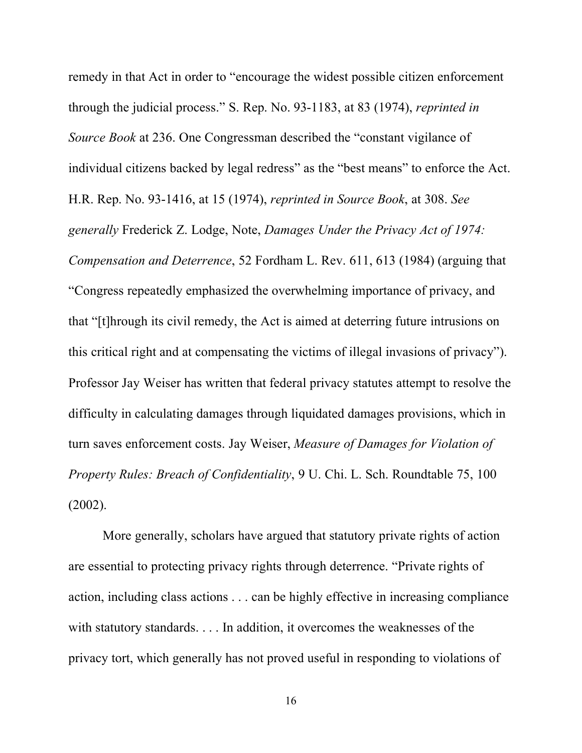remedy in that Act in order to "encourage the widest possible citizen enforcement through the judicial process." S. Rep. No. 93-1183, at 83 (1974), *reprinted in Source Book* at 236. One Congressman described the "constant vigilance of individual citizens backed by legal redress" as the "best means" to enforce the Act. H.R. Rep. No. 93-1416, at 15 (1974), *reprinted in Source Book*, at 308. *See generally* Frederick Z. Lodge, Note, *Damages Under the Privacy Act of 1974: Compensation and Deterrence*, 52 Fordham L. Rev. 611, 613 (1984) (arguing that "Congress repeatedly emphasized the overwhelming importance of privacy, and that "[t]hrough its civil remedy, the Act is aimed at deterring future intrusions on this critical right and at compensating the victims of illegal invasions of privacy"). Professor Jay Weiser has written that federal privacy statutes attempt to resolve the difficulty in calculating damages through liquidated damages provisions, which in turn saves enforcement costs. Jay Weiser, *Measure of Damages for Violation of Property Rules: Breach of Confidentiality*, 9 U. Chi. L. Sch. Roundtable 75, 100 (2002).

More generally, scholars have argued that statutory private rights of action are essential to protecting privacy rights through deterrence. "Private rights of action, including class actions . . . can be highly effective in increasing compliance with statutory standards. . . . In addition, it overcomes the weaknesses of the privacy tort, which generally has not proved useful in responding to violations of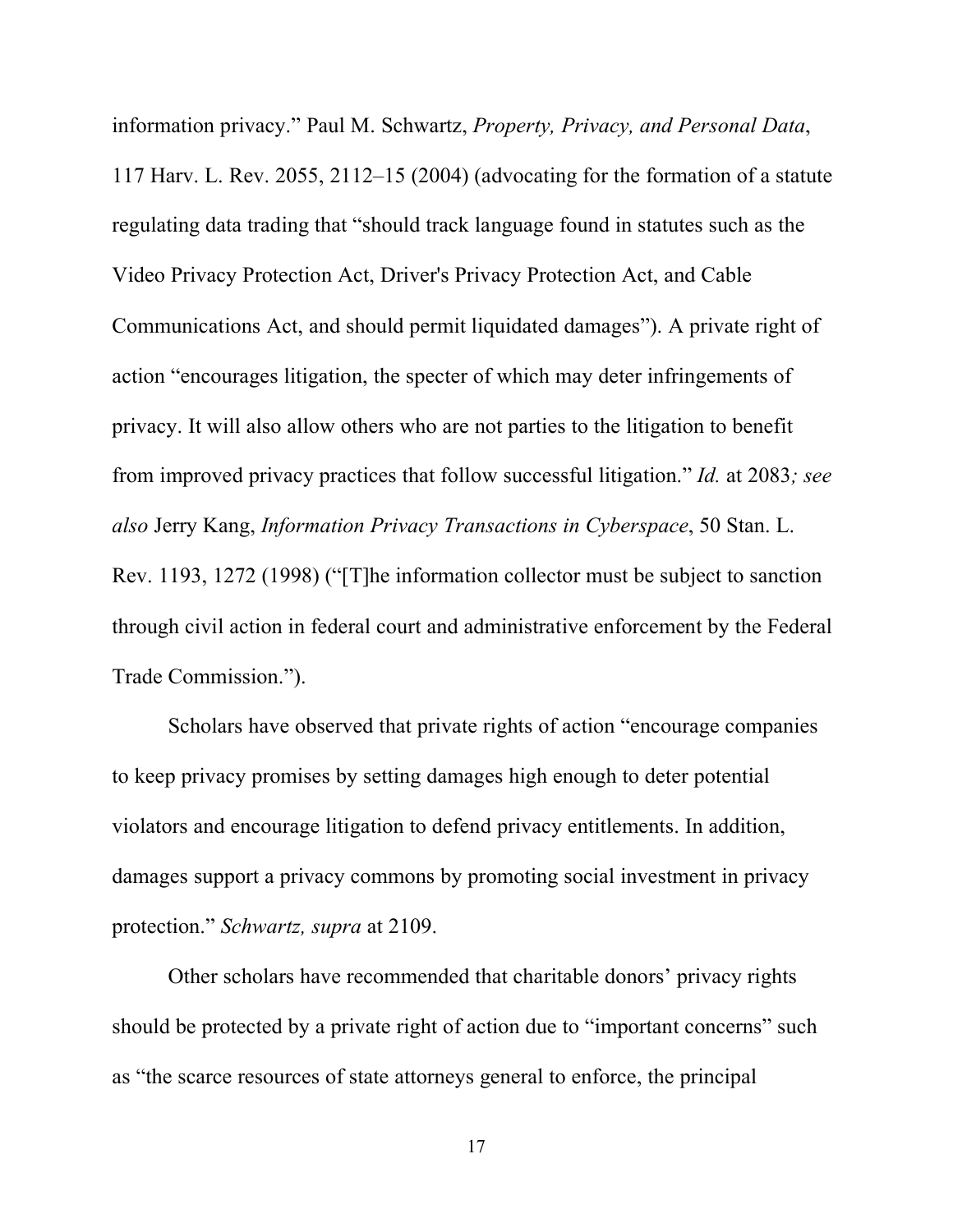information privacy." Paul M. Schwartz, *Property, Privacy, and Personal Data*, 117 Harv. L. Rev. 2055, 2112–15 (2004) (advocating for the formation of a statute regulating data trading that "should track language found in statutes such as the Video Privacy Protection Act, Driver's Privacy Protection Act, and Cable Communications Act, and should permit liquidated damages"). A private right of action "encourages litigation, the specter of which may deter infringements of privacy. It will also allow others who are not parties to the litigation to benefit from improved privacy practices that follow successful litigation." *Id.* at 2083*; see also* Jerry Kang, *Information Privacy Transactions in Cyberspace*, 50 Stan. L. Rev. 1193, 1272 (1998) ("[T]he information collector must be subject to sanction through civil action in federal court and administrative enforcement by the Federal Trade Commission.").

Scholars have observed that private rights of action "encourage companies to keep privacy promises by setting damages high enough to deter potential violators and encourage litigation to defend privacy entitlements. In addition, damages support a privacy commons by promoting social investment in privacy protection." *Schwartz, supra* at 2109.

Other scholars have recommended that charitable donors' privacy rights should be protected by a private right of action due to "important concerns" such as "the scarce resources of state attorneys general to enforce, the principal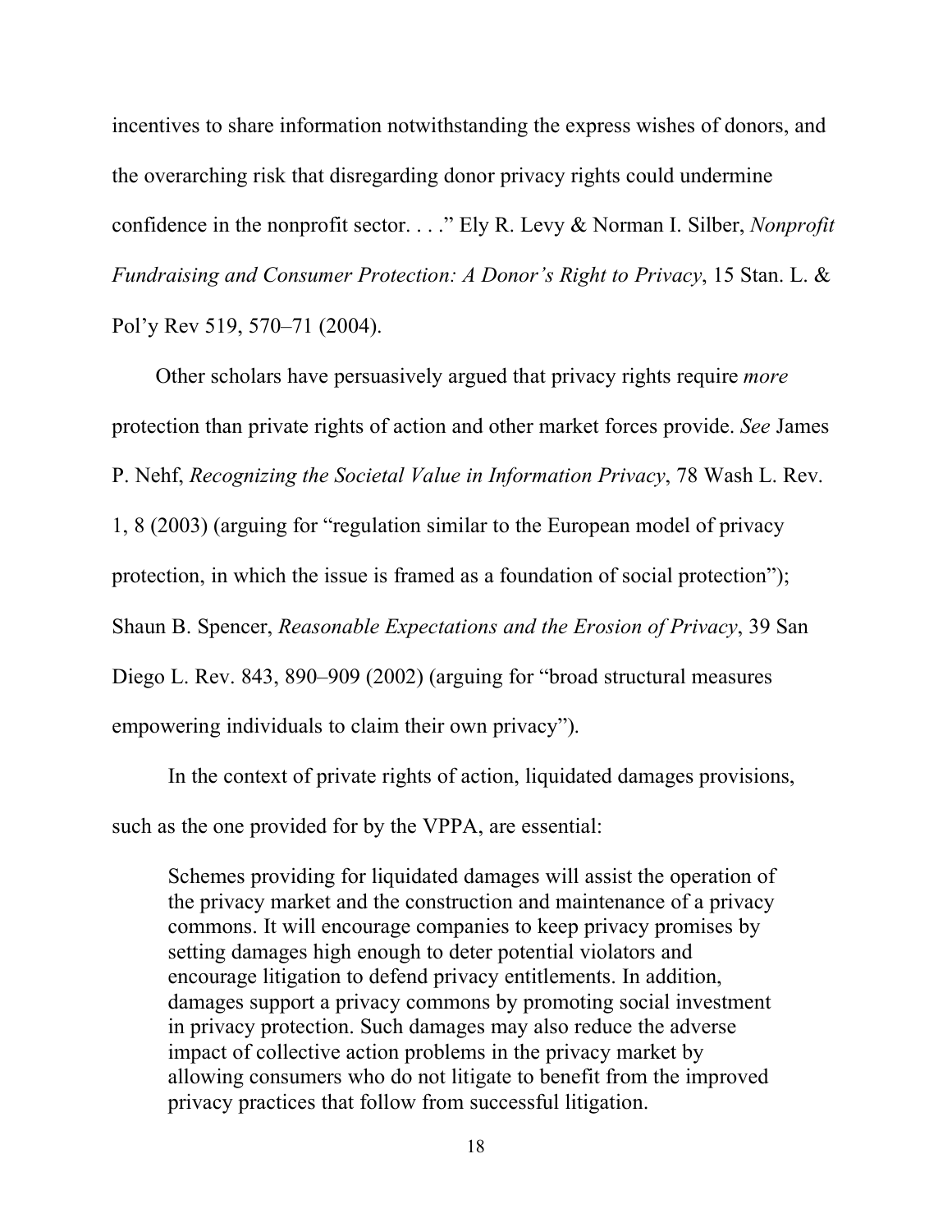incentives to share information notwithstanding the express wishes of donors, and the overarching risk that disregarding donor privacy rights could undermine confidence in the nonprofit sector. . . ." Ely R. Levy & Norman I. Silber, *Nonprofit Fundraising and Consumer Protection: A Donor's Right to Privacy*, 15 Stan. L. & Pol'y Rev 519, 570–71 (2004).

Other scholars have persuasively argued that privacy rights require *more* protection than private rights of action and other market forces provide. *See* James P. Nehf, *Recognizing the Societal Value in Information Privacy*, 78 Wash L. Rev. 1, 8 (2003) (arguing for "regulation similar to the European model of privacy protection, in which the issue is framed as a foundation of social protection"); Shaun B. Spencer, *Reasonable Expectations and the Erosion of Privacy*, 39 San Diego L. Rev. 843, 890–909 (2002) (arguing for "broad structural measures empowering individuals to claim their own privacy").

In the context of private rights of action, liquidated damages provisions, such as the one provided for by the VPPA, are essential:

> Schemes providing for liquidated damages will assist the operation of the privacy market and the construction and maintenance of a privacy commons. It will encourage companies to keep privacy promises by setting damages high enough to deter potential violators and encourage litigation to defend privacy entitlements. In addition, damages support a privacy commons by promoting social investment in privacy protection. Such damages may also reduce the adverse impact of collective action problems in the privacy market by allowing consumers who do not litigate to benefit from the improved privacy practices that follow from successful litigation.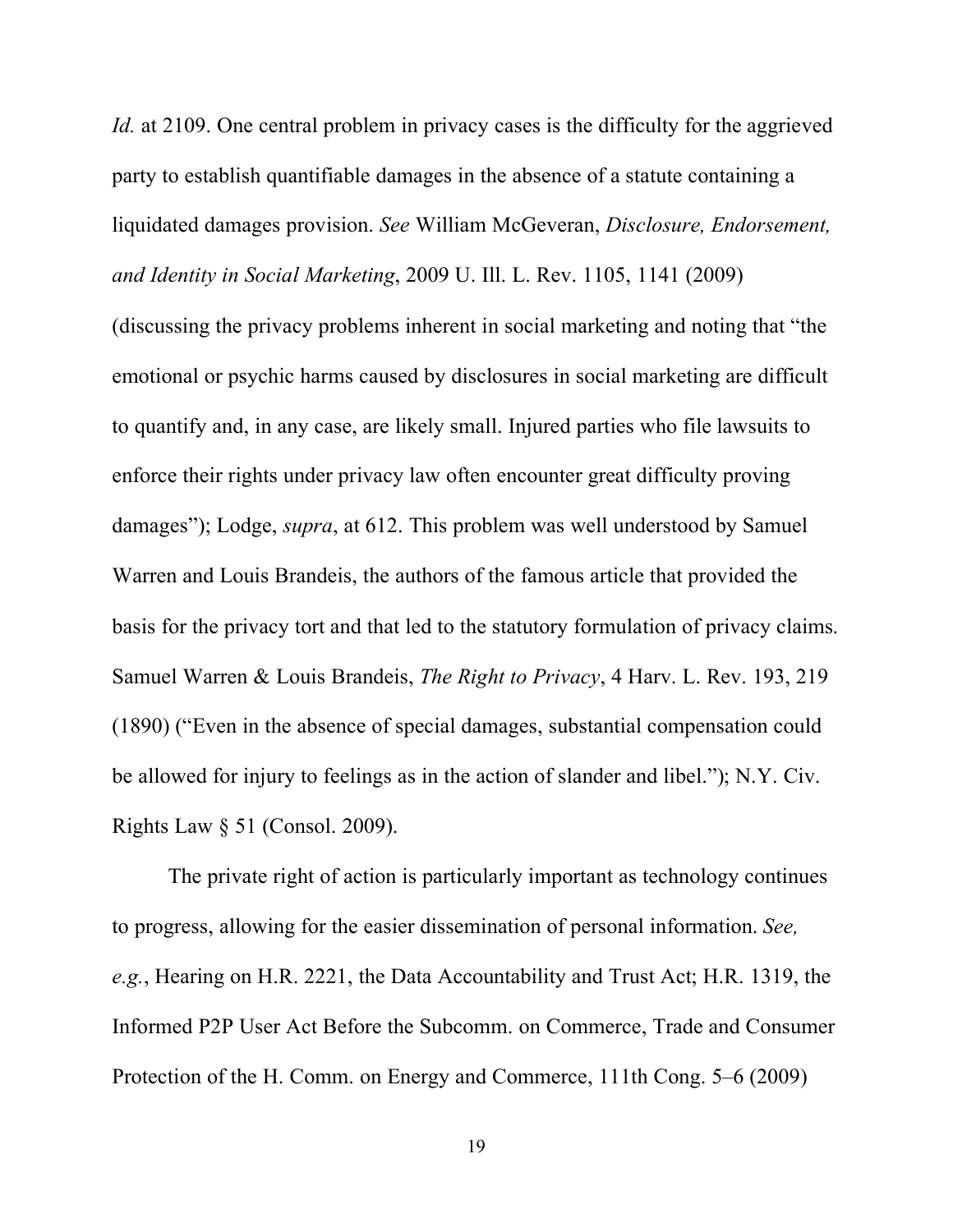*Id.* at 2109. One central problem in privacy cases is the difficulty for the aggrieved party to establish quantifiable damages in the absence of a statute containing a liquidated damages provision. *See* William McGeveran, *Disclosure, Endorsement, and Identity in Social Marketing*, 2009 U. Ill. L. Rev. 1105, 1141 (2009) (discussing the privacy problems inherent in social marketing and noting that "the emotional or psychic harms caused by disclosures in social marketing are difficult to quantify and, in any case, are likely small. Injured parties who file lawsuits to enforce their rights under privacy law often encounter great difficulty proving damages"); Lodge, *supra*, at 612. This problem was well understood by Samuel Warren and Louis Brandeis, the authors of the famous article that provided the basis for the privacy tort and that led to the statutory formulation of privacy claims. Samuel Warren & Louis Brandeis, *The Right to Privacy*, 4 Harv. L. Rev. 193, 219 (1890) ("Even in the absence of special damages, substantial compensation could be allowed for injury to feelings as in the action of slander and libel."); N.Y. Civ. Rights Law § 51 (Consol. 2009).

The private right of action is particularly important as technology continues to progress, allowing for the easier dissemination of personal information. *See, e.g.*, Hearing on H.R. 2221, the Data Accountability and Trust Act; H.R. 1319, the Informed P2P User Act Before the Subcomm. on Commerce, Trade and Consumer Protection of the H. Comm. on Energy and Commerce, 111th Cong. 5–6 (2009)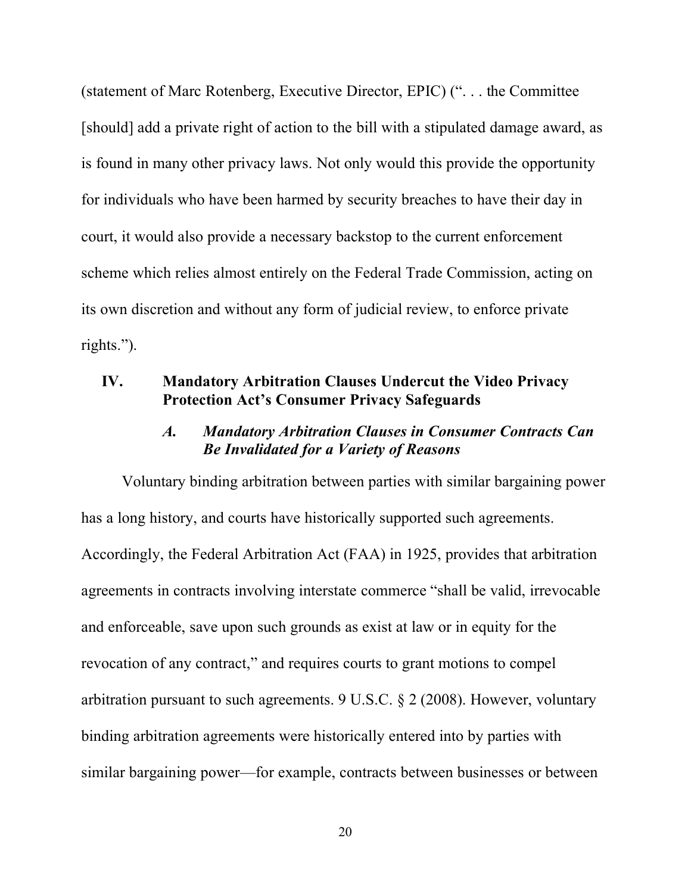(statement of Marc Rotenberg, Executive Director, EPIC) (". . . the Committee [should] add a private right of action to the bill with a stipulated damage award, as is found in many other privacy laws. Not only would this provide the opportunity for individuals who have been harmed by security breaches to have their day in court, it would also provide a necessary backstop to the current enforcement scheme which relies almost entirely on the Federal Trade Commission, acting on its own discretion and without any form of judicial review, to enforce private rights.").

## IV. Mandatory Arbitration Clauses Undercut the Video Privacy Protection Act's Consumer Privacy Safeguards

### *A. Mandatory Arbitration Clauses in Consumer Contracts Can Be Invalidated for a Variety of Reasons*

Voluntary binding arbitration between parties with similar bargaining power has a long history, and courts have historically supported such agreements. Accordingly, the Federal Arbitration Act (FAA) in 1925, provides that arbitration agreements in contracts involving interstate commerce "shall be valid, irrevocable and enforceable, save upon such grounds as exist at law or in equity for the revocation of any contract," and requires courts to grant motions to compel arbitration pursuant to such agreements. 9 U.S.C. § 2 (2008). However, voluntary binding arbitration agreements were historically entered into by parties with similar bargaining power—for example, contracts between businesses or between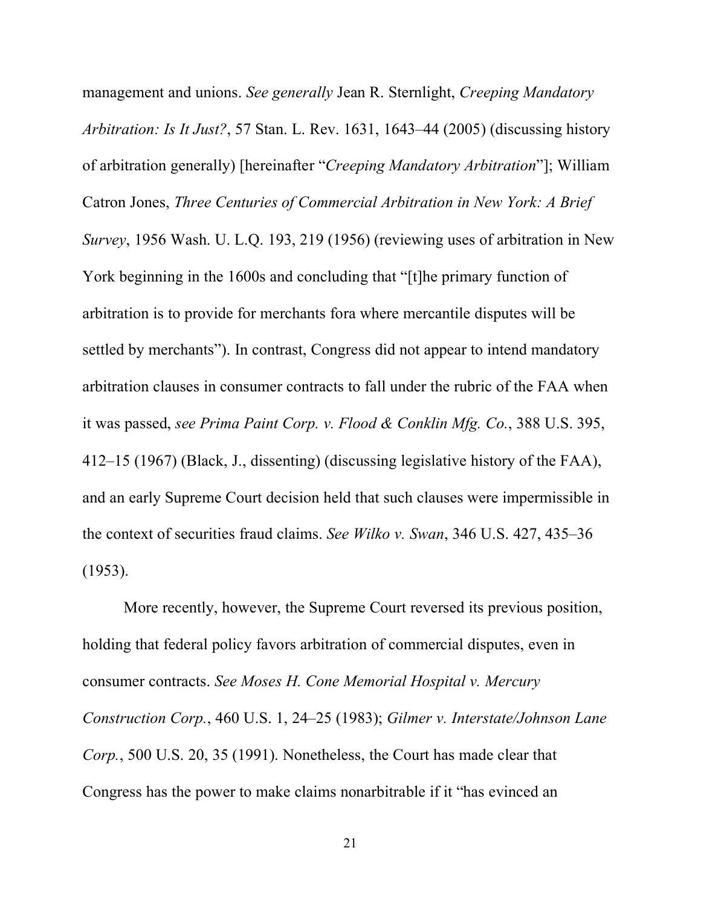management and unions. *See generally* Jean R. Sternlight, *Creeping Mandatory Arbitration: Is It Just?*, 57 Stan. L. Rev. 1631, 1643–44 (2005) (discussing history of arbitration generally) [hereinafter "*Creeping Mandatory Arbitration*"]; William Catron Jones, *Three Centuries of Commercial Arbitration in New York: A Brief Survey*, 1956 Wash. U. L.Q. 193, 219 (1956) (reviewing uses of arbitration in New York beginning in the 1600s and concluding that "[t]he primary function of arbitration is to provide for merchants fora where mercantile disputes will be settled by merchants"). In contrast, Congress did not appear to intend mandatory arbitration clauses in consumer contracts to fall under the rubric of the FAA when it was passed, *see Prima Paint Corp. v. Flood & Conklin Mfg. Co.*, 388 U.S. 395, 412–15 (1967) (Black, J., dissenting) (discussing legislative history of the FAA), and an early Supreme Court decision held that such clauses were impermissible in the context of securities fraud claims. *See Wilko v. Swan*, 346 U.S. 427, 435–36 (1953).

More recently, however, the Supreme Court reversed its previous position, holding that federal policy favors arbitration of commercial disputes, even in consumer contracts. *See Moses H. Cone Memorial Hospital v. Mercury Construction Corp.*, 460 U.S. 1, 24–25 (1983); *Gilmer v. Interstate/Johnson Lane Corp.*, 500 U.S. 20, 35 (1991). Nonetheless, the Court has made clear that Congress has the power to make claims nonarbitrable if it "has evinced an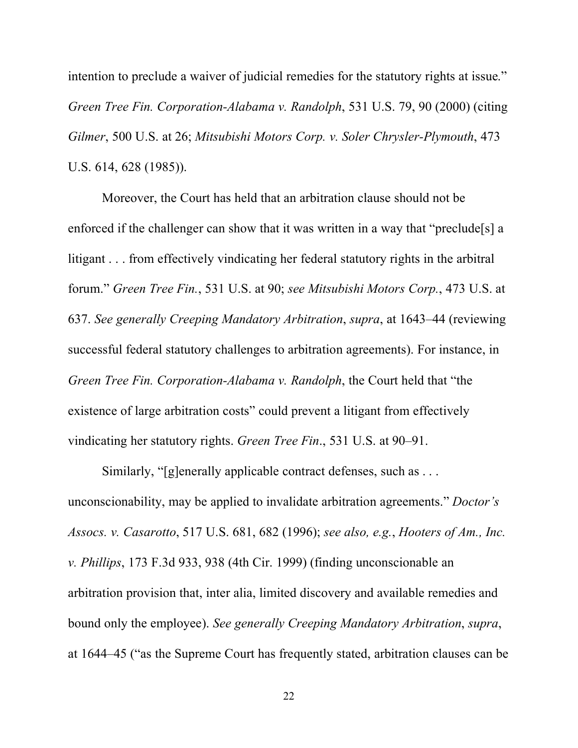intention to preclude a waiver of judicial remedies for the statutory rights at issue." *Green Tree Fin. Corporation-Alabama v. Randolph*, 531 U.S. 79, 90 (2000) (citing *Gilmer*, 500 U.S. at 26; *Mitsubishi Motors Corp. v. Soler Chrysler-Plymouth*, 473 U.S. 614, 628 (1985)).

Moreover, the Court has held that an arbitration clause should not be enforced if the challenger can show that it was written in a way that "preclude[s] a litigant . . . from effectively vindicating her federal statutory rights in the arbitral forum." *Green Tree Fin.*, 531 U.S. at 90; *see Mitsubishi Motors Corp.*, 473 U.S. at 637. *See generally Creeping Mandatory Arbitration*, *supra*, at 1643–44 (reviewing successful federal statutory challenges to arbitration agreements). For instance, in *Green Tree Fin. Corporation-Alabama v. Randolph*, the Court held that "the existence of large arbitration costs" could prevent a litigant from effectively vindicating her statutory rights. *Green Tree Fin*., 531 U.S. at 90–91.

Similarly, "[g]enerally applicable contract defenses, such as . . . unconscionability, may be applied to invalidate arbitration agreements." *Doctor's Assocs. v. Casarotto*, 517 U.S. 681, 682 (1996); *see also, e.g.*, *Hooters of Am., Inc. v. Phillips*, 173 F.3d 933, 938 (4th Cir. 1999) (finding unconscionable an arbitration provision that, inter alia, limited discovery and available remedies and bound only the employee). *See generally Creeping Mandatory Arbitration*, *supra*, at 1644–45 ("as the Supreme Court has frequently stated, arbitration clauses can be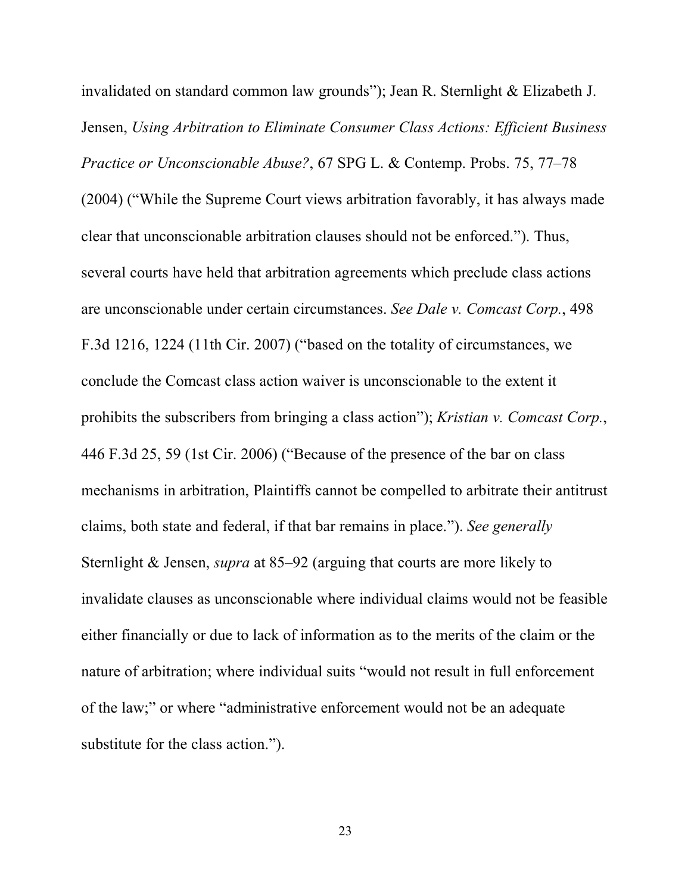invalidated on standard common law grounds"); Jean R. Sternlight & Elizabeth J. Jensen, *Using Arbitration to Eliminate Consumer Class Actions: Efficient Business Practice or Unconscionable Abuse?*, 67 SPG L. & Contemp. Probs. 75, 77–78 (2004) ("While the Supreme Court views arbitration favorably, it has always made clear that unconscionable arbitration clauses should not be enforced."). Thus, several courts have held that arbitration agreements which preclude class actions are unconscionable under certain circumstances. *See Dale v. Comcast Corp.*, 498 F.3d 1216, 1224 (11th Cir. 2007) ("based on the totality of circumstances, we conclude the Comcast class action waiver is unconscionable to the extent it prohibits the subscribers from bringing a class action"); *Kristian v. Comcast Corp.*, 446 F.3d 25, 59 (1st Cir. 2006) ("Because of the presence of the bar on class mechanisms in arbitration, Plaintiffs cannot be compelled to arbitrate their antitrust claims, both state and federal, if that bar remains in place."). *See generally* Sternlight & Jensen, *supra* at 85–92 (arguing that courts are more likely to invalidate clauses as unconscionable where individual claims would not be feasible either financially or due to lack of information as to the merits of the claim or the nature of arbitration; where individual suits "would not result in full enforcement of the law;" or where "administrative enforcement would not be an adequate substitute for the class action.").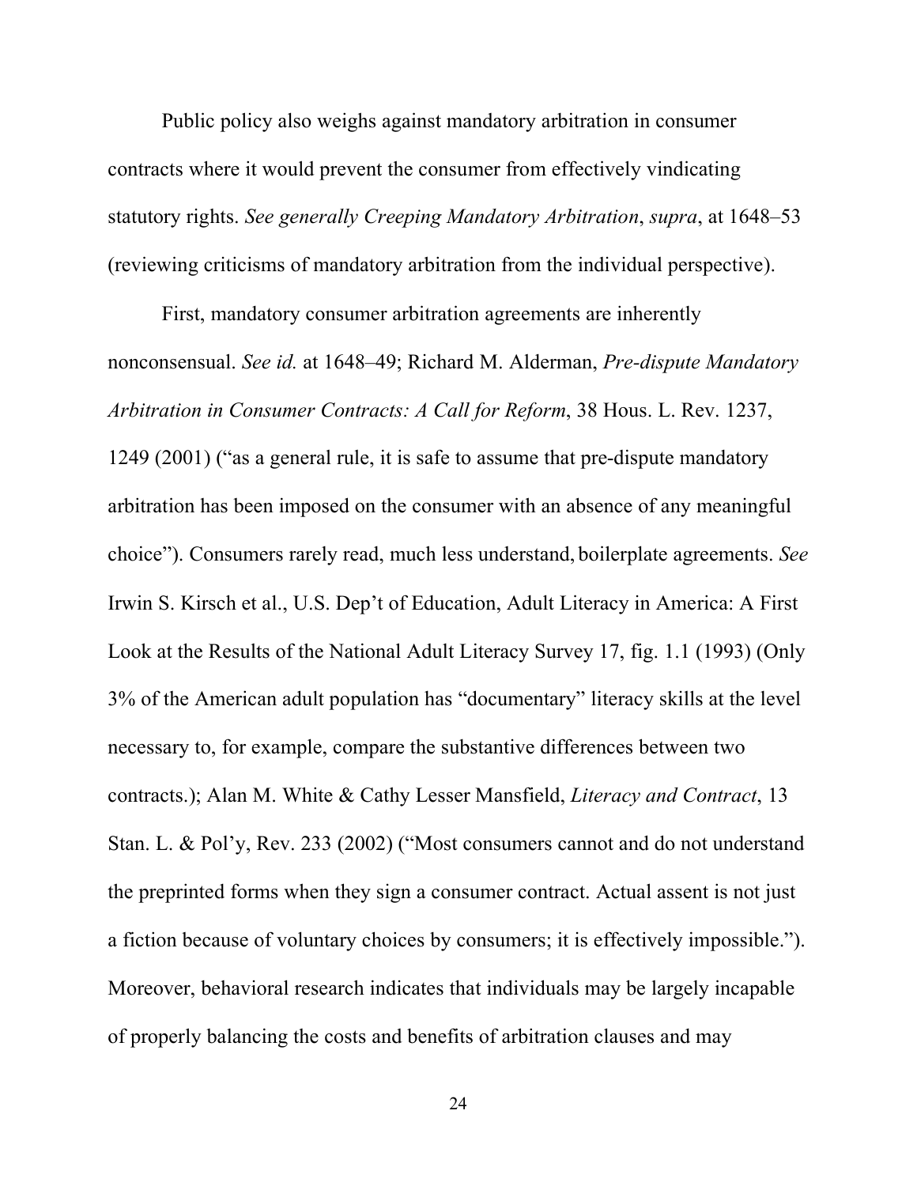Public policy also weighs against mandatory arbitration in consumer contracts where it would prevent the consumer from effectively vindicating statutory rights. *See generally Creeping Mandatory Arbitration*, *supra*, at 1648–53 (reviewing criticisms of mandatory arbitration from the individual perspective).

First, mandatory consumer arbitration agreements are inherently nonconsensual. *See id.* at 1648–49; Richard M. Alderman, *Pre-dispute Mandatory Arbitration in Consumer Contracts: A Call for Reform*, 38 Hous. L. Rev. 1237, 1249 (2001) ("as a general rule, it is safe to assume that pre-dispute mandatory arbitration has been imposed on the consumer with an absence of any meaningful choice"). Consumers rarely read, much less understand, boilerplate agreements. *See* Irwin S. Kirsch et al., U.S. Dep't of Education, Adult Literacy in America: A First Look at the Results of the National Adult Literacy Survey 17, fig. 1.1 (1993) (Only 3% of the American adult population has "documentary" literacy skills at the level necessary to, for example, compare the substantive differences between two contracts.); Alan M. White & Cathy Lesser Mansfield, *Literacy and Contract*, 13 Stan. L. & Pol'y, Rev. 233 (2002) ("Most consumers cannot and do not understand the preprinted forms when they sign a consumer contract. Actual assent is not just a fiction because of voluntary choices by consumers; it is effectively impossible."). Moreover, behavioral research indicates that individuals may be largely incapable of properly balancing the costs and benefits of arbitration clauses and may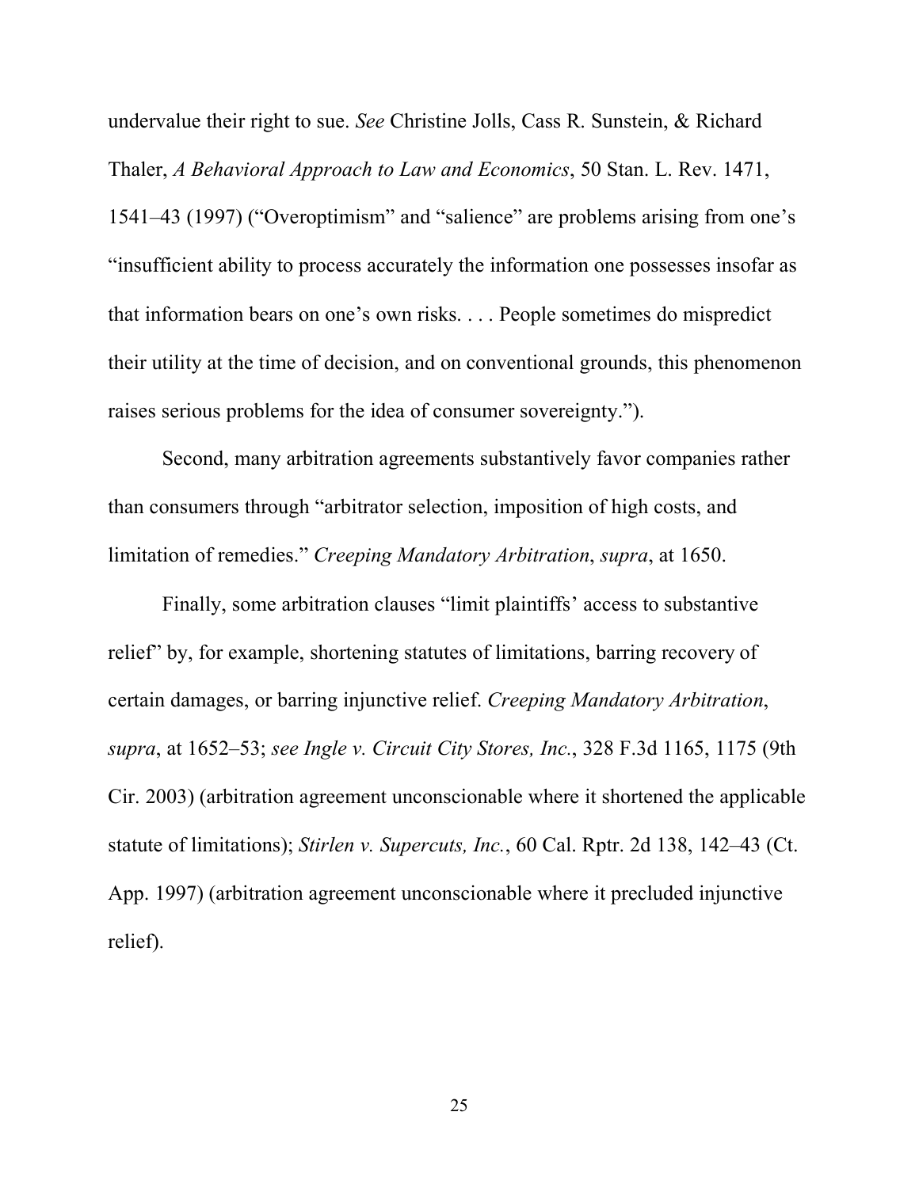undervalue their right to sue. *See* Christine Jolls, Cass R. Sunstein, & Richard Thaler, *A Behavioral Approach to Law and Economics*, 50 Stan. L. Rev. 1471, 1541–43 (1997) ("Overoptimism" and "salience" are problems arising from one's "insufficient ability to process accurately the information one possesses insofar as that information bears on one's own risks. . . . People sometimes do mispredict their utility at the time of decision, and on conventional grounds, this phenomenon raises serious problems for the idea of consumer sovereignty.").

Second, many arbitration agreements substantively favor companies rather than consumers through "arbitrator selection, imposition of high costs, and limitation of remedies." *Creeping Mandatory Arbitration*, *supra*, at 1650.

Finally, some arbitration clauses "limit plaintiffs' access to substantive relief" by, for example, shortening statutes of limitations, barring recovery of certain damages, or barring injunctive relief. *Creeping Mandatory Arbitration*, *supra*, at 1652–53; *see Ingle v. Circuit City Stores, Inc.*, 328 F.3d 1165, 1175 (9th Cir. 2003) (arbitration agreement unconscionable where it shortened the applicable statute of limitations); *Stirlen v. Supercuts, Inc.*, 60 Cal. Rptr. 2d 138, 142–43 (Ct. App. 1997) (arbitration agreement unconscionable where it precluded injunctive relief).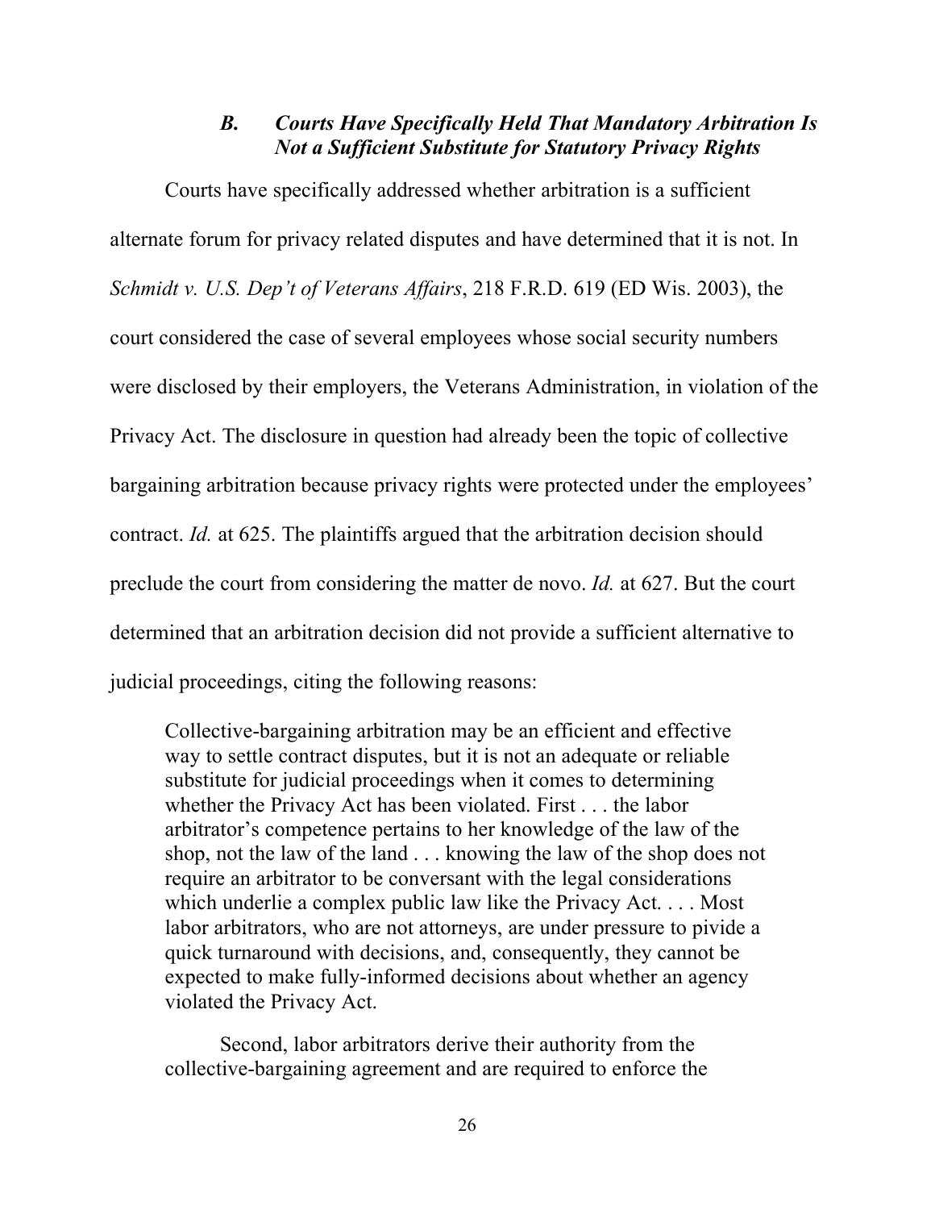### *B. Courts Have Specifically Held That Mandatory Arbitration Is Not a Sufficient Substitute for Statutory Privacy Rights*

Courts have specifically addressed whether arbitration is a sufficient alternate forum for privacy related disputes and have determined that it is not. In *Schmidt v. U.S. Dep't of Veterans Affairs*, 218 F.R.D. 619 (ED Wis. 2003), the court considered the case of several employees whose social security numbers were disclosed by their employers, the Veterans Administration, in violation of the Privacy Act. The disclosure in question had already been the topic of collective bargaining arbitration because privacy rights were protected under the employees' contract. *Id.* at 625. The plaintiffs argued that the arbitration decision should preclude the court from considering the matter de novo. *Id.* at 627. But the court determined that an arbitration decision did not provide a sufficient alternative to judicial proceedings, citing the following reasons:

> Collective-bargaining arbitration may be an efficient and effective way to settle contract disputes, but it is not an adequate or reliable substitute for judicial proceedings when it comes to determining whether the Privacy Act has been violated. First . . . the labor arbitrator's competence pertains to her knowledge of the law of the shop, not the law of the land . . . knowing the law of the shop does not require an arbitrator to be conversant with the legal considerations which underlie a complex public law like the Privacy Act. . . . Most labor arbitrators, who are not attorneys, are under pressure to pivide a quick turnaround with decisions, and, consequently, they cannot be expected to make fully-informed decisions about whether an agency violated the Privacy Act.
>
> Second, labor arbitrators derive their authority from the collective-bargaining agreement and are required to enforce the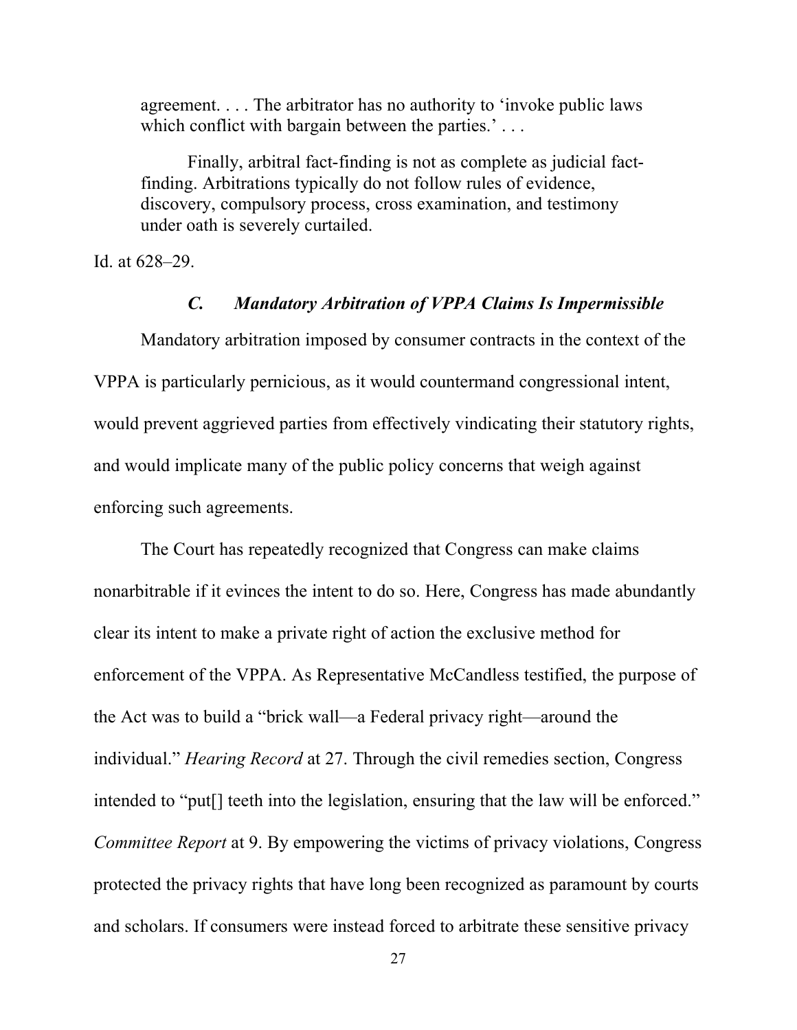> agreement. . . . The arbitrator has no authority to 'invoke public laws which conflict with bargain between the parties.' . . .
>
> Finally, arbitral fact-finding is not as complete as judicial fact-finding. Arbitrations typically do not follow rules of evidence, discovery, compulsory process, cross examination, and testimony under oath is severely curtailed.

Id. at 628–29.

### *C. Mandatory Arbitration of VPPA Claims Is Impermissible*

Mandatory arbitration imposed by consumer contracts in the context of the VPPA is particularly pernicious, as it would countermand congressional intent, would prevent aggrieved parties from effectively vindicating their statutory rights, and would implicate many of the public policy concerns that weigh against enforcing such agreements.

The Court has repeatedly recognized that Congress can make claims nonarbitrable if it evinces the intent to do so. Here, Congress has made abundantly clear its intent to make a private right of action the exclusive method for enforcement of the VPPA. As Representative McCandless testified, the purpose of the Act was to build a "brick wall—a Federal privacy right—around the individual." *Hearing Record* at 27. Through the civil remedies section, Congress intended to "put[] teeth into the legislation, ensuring that the law will be enforced." *Committee Report* at 9. By empowering the victims of privacy violations, Congress protected the privacy rights that have long been recognized as paramount by courts and scholars. If consumers were instead forced to arbitrate these sensitive privacy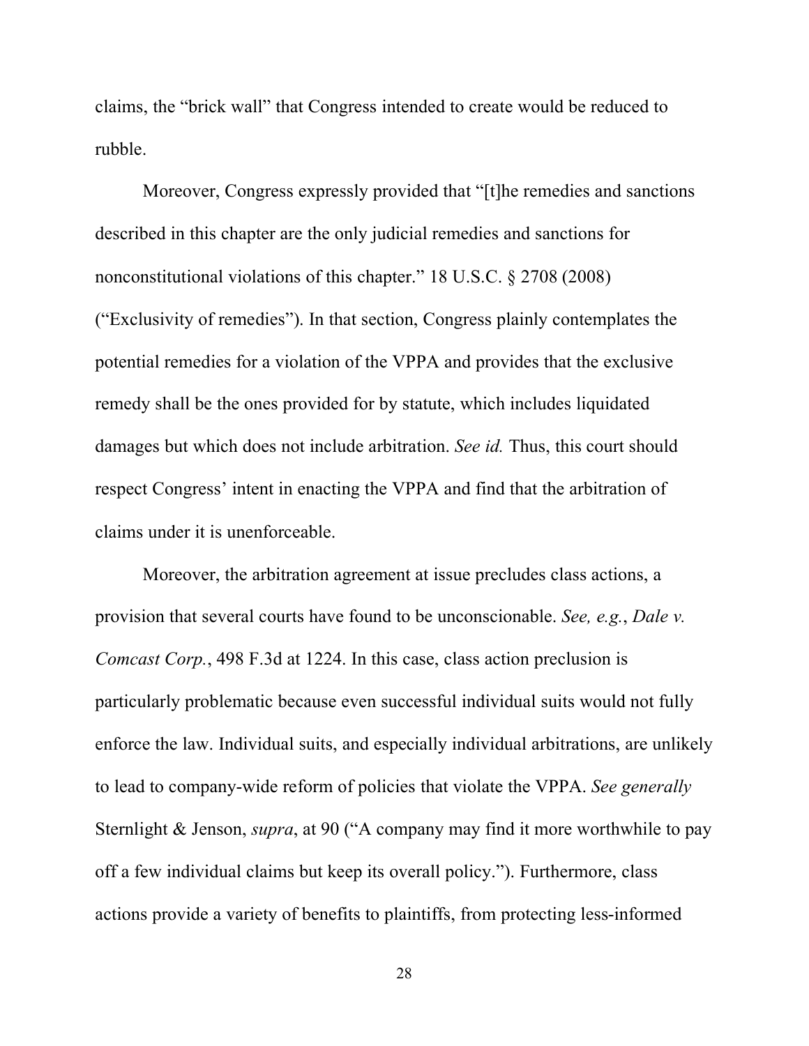claims, the "brick wall" that Congress intended to create would be reduced to rubble.

Moreover, Congress expressly provided that "[t]he remedies and sanctions described in this chapter are the only judicial remedies and sanctions for nonconstitutional violations of this chapter." 18 U.S.C. § 2708 (2008) ("Exclusivity of remedies"). In that section, Congress plainly contemplates the potential remedies for a violation of the VPPA and provides that the exclusive remedy shall be the ones provided for by statute, which includes liquidated damages but which does not include arbitration. *See id.* Thus, this court should respect Congress' intent in enacting the VPPA and find that the arbitration of claims under it is unenforceable.

Moreover, the arbitration agreement at issue precludes class actions, a provision that several courts have found to be unconscionable. *See, e.g.*, *Dale v. Comcast Corp.*, 498 F.3d at 1224. In this case, class action preclusion is particularly problematic because even successful individual suits would not fully enforce the law. Individual suits, and especially individual arbitrations, are unlikely to lead to company-wide reform of policies that violate the VPPA. *See generally* Sternlight & Jenson, *supra*, at 90 ("A company may find it more worthwhile to pay off a few individual claims but keep its overall policy."). Furthermore, class actions provide a variety of benefits to plaintiffs, from protecting less-informed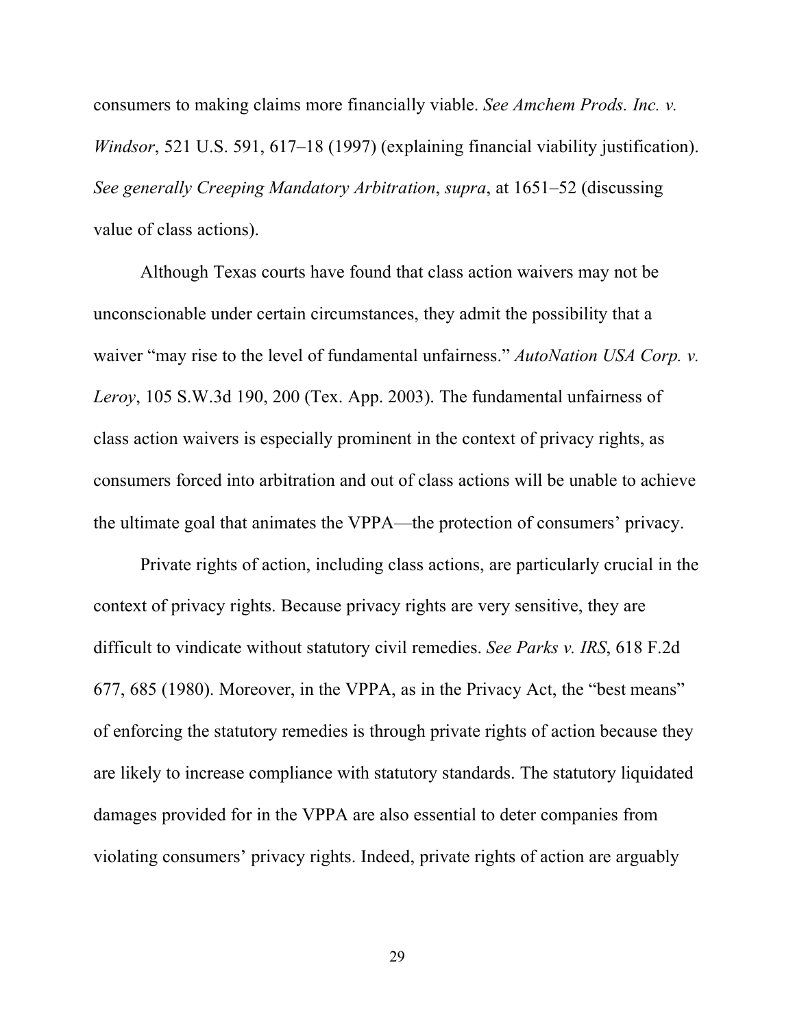consumers to making claims more financially viable. *See Amchem Prods. Inc. v. Windsor*, 521 U.S. 591, 617–18 (1997) (explaining financial viability justification). *See generally Creeping Mandatory Arbitration*, *supra*, at 1651–52 (discussing value of class actions).

Although Texas courts have found that class action waivers may not be unconscionable under certain circumstances, they admit the possibility that a waiver "may rise to the level of fundamental unfairness." *AutoNation USA Corp. v. Leroy*, 105 S.W.3d 190, 200 (Tex. App. 2003). The fundamental unfairness of class action waivers is especially prominent in the context of privacy rights, as consumers forced into arbitration and out of class actions will be unable to achieve the ultimate goal that animates the VPPA—the protection of consumers' privacy.

Private rights of action, including class actions, are particularly crucial in the context of privacy rights. Because privacy rights are very sensitive, they are difficult to vindicate without statutory civil remedies. *See Parks v. IRS*, 618 F.2d 677, 685 (1980). Moreover, in the VPPA, as in the Privacy Act, the "best means" of enforcing the statutory remedies is through private rights of action because they are likely to increase compliance with statutory standards. The statutory liquidated damages provided for in the VPPA are also essential to deter companies from violating consumers' privacy rights. Indeed, private rights of action are arguably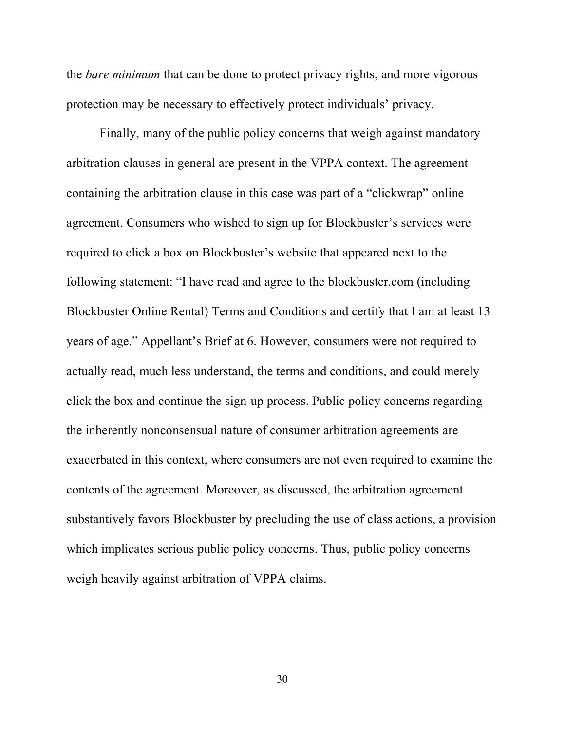the *bare minimum* that can be done to protect privacy rights, and more vigorous protection may be necessary to effectively protect individuals' privacy.

Finally, many of the public policy concerns that weigh against mandatory arbitration clauses in general are present in the VPPA context. The agreement containing the arbitration clause in this case was part of a "clickwrap" online agreement. Consumers who wished to sign up for Blockbuster's services were required to click a box on Blockbuster's website that appeared next to the following statement: "I have read and agree to the blockbuster.com (including Blockbuster Online Rental) Terms and Conditions and certify that I am at least 13 years of age." Appellant's Brief at 6. However, consumers were not required to actually read, much less understand, the terms and conditions, and could merely click the box and continue the sign-up process. Public policy concerns regarding the inherently nonconsensual nature of consumer arbitration agreements are exacerbated in this context, where consumers are not even required to examine the contents of the agreement. Moreover, as discussed, the arbitration agreement substantively favors Blockbuster by precluding the use of class actions, a provision which implicates serious public policy concerns. Thus, public policy concerns weigh heavily against arbitration of VPPA claims.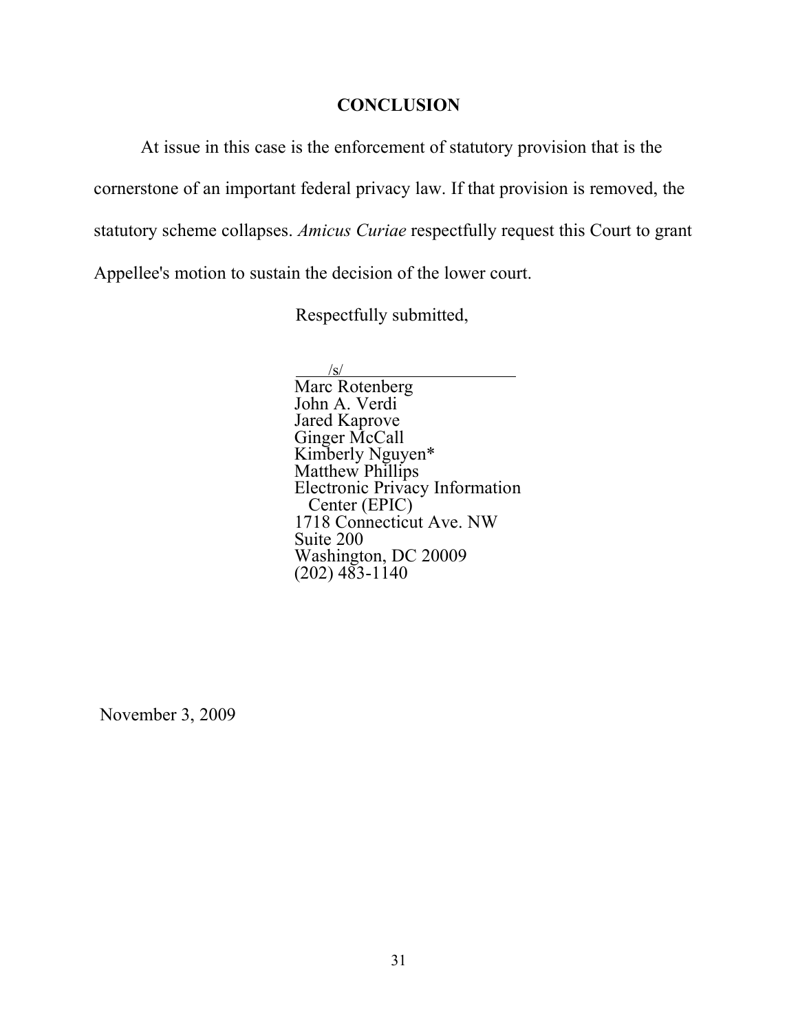## CONCLUSION

At issue in this case is the enforcement of statutory provision that is the cornerstone of an important federal privacy law. If that provision is removed, the statutory scheme collapses. *Amicus Curiae* respectfully request this Court to grant Appellee's motion to sustain the decision of the lower court.

Respectfully submitted,

/s/

Marc Rotenberg
John A. Verdi
Jared Kaprove
Ginger McCall
Kimberly Nguyen*
Matthew Phillips
Electronic Privacy Information Center (EPIC)
1718 Connecticut Ave. NW
Suite 200
Washington, DC 20009
(202) 483-1140

November 3, 2009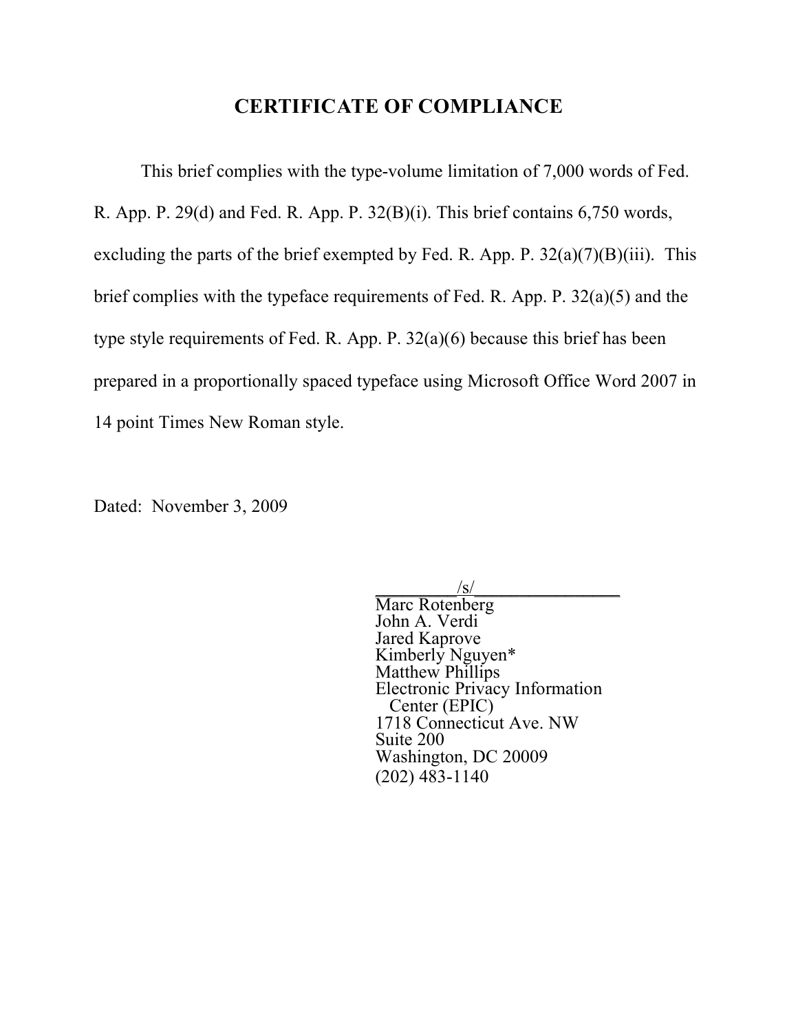# CERTIFICATE OF COMPLIANCE

This brief complies with the type-volume limitation of 7,000 words of Fed. R. App. P. 29(d) and Fed. R. App. P. 32(B)(i). This brief contains 6,750 words, excluding the parts of the brief exempted by Fed. R. App. P. 32(a)(7)(B)(iii). This brief complies with the typeface requirements of Fed. R. App. P. 32(a)(5) and the type style requirements of Fed. R. App. P. 32(a)(6) because this brief has been prepared in a proportionally spaced typeface using Microsoft Office Word 2007 in 14 point Times New Roman style.

Dated: November 3, 2009

_________/s/________________
Marc Rotenberg
John A. Verdi
Jared Kaprove
Kimberly Nguyen*
Matthew Phillips
Electronic Privacy Information
Center (EPIC)
1718 Connecticut Ave. NW
Suite 200
Washington, DC 20009
(202) 483-1140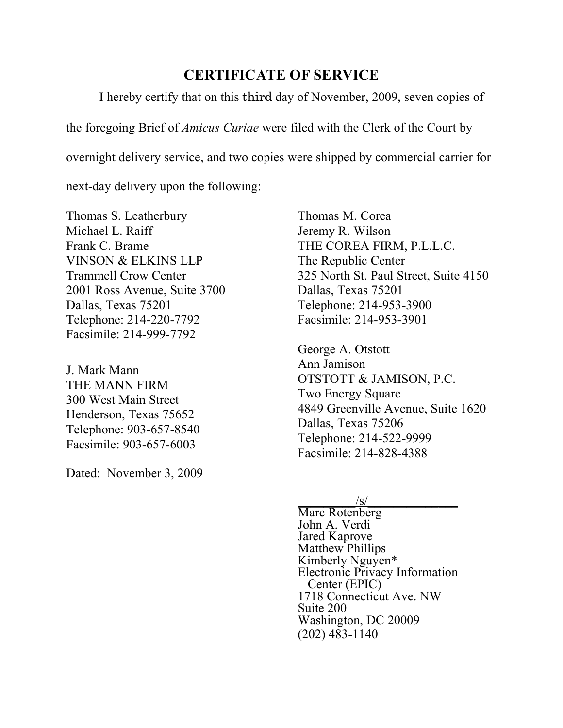# CERTIFICATE OF SERVICE

I hereby certify that on this third day of November, 2009, seven copies of the foregoing Brief of *Amicus Curiae* were filed with the Clerk of the Court by overnight delivery service, and two copies were shipped by commercial carrier for next-day delivery upon the following:

Thomas S. Leatherbury
Michael L. Raiff
Frank C. Brame
VINSON & ELKINS LLP
Trammell Crow Center
2001 Ross Avenue, Suite 3700
Dallas, Texas 75201
Telephone: 214-220-7792
Facsimile: 214-999-7792

J. Mark Mann
THE MANN FIRM
300 West Main Street
Henderson, Texas 75652
Telephone: 903-657-8540
Facsimile: 903-657-6003

Thomas M. Corea
Jeremy R. Wilson
THE COREA FIRM, P.L.L.C.
The Republic Center
325 North St. Paul Street, Suite 4150
Dallas, Texas 75201
Telephone: 214-953-3900
Facsimile: 214-953-3901

George A. Otstott
Ann Jamison
OTSTOTT & JAMISON, P.C.
Two Energy Square
4849 Greenville Avenue, Suite 1620
Dallas, Texas 75206
Telephone: 214-522-9999
Facsimile: 214-828-4388

Dated: November 3, 2009

/s/
Marc Rotenberg
John A. Verdi
Jared Kaprove
Matthew Phillips
Kimberly Nguyen*
Electronic Privacy Information Center (EPIC)
1718 Connecticut Ave. NW
Suite 200
Washington, DC 20009
(202) 483-1140